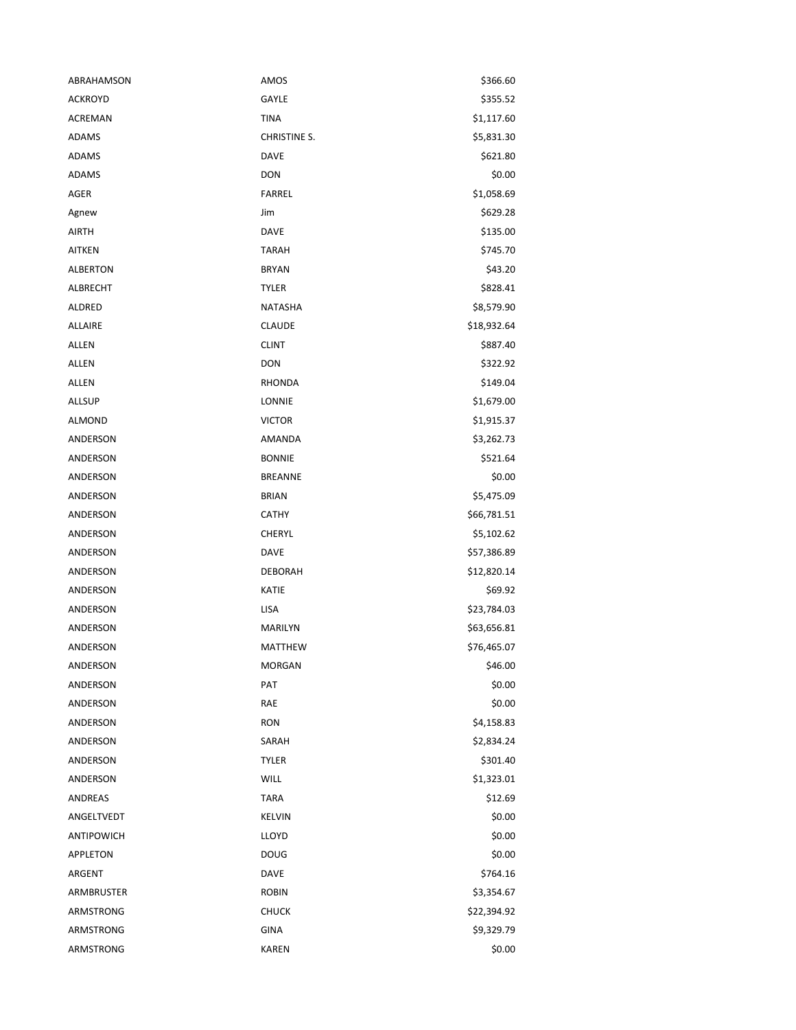| | | |
|---|---|---|
| ABRAHAMSON | AMOS | $366.60 |
| ACKROYD | GAYLE | $355.52 |
| ACREMAN | TINA | $1,117.60 |
| ADAMS | CHRISTINE S. | $5,831.30 |
| ADAMS | DAVE | $621.80 |
| ADAMS | DON | $0.00 |
| AGER | FARREL | $1,058.69 |
| Agnew | Jim | $629.28 |
| AIRTH | DAVE | $135.00 |
| AITKEN | TARAH | $745.70 |
| ALBERTON | BRYAN | $43.20 |
| ALBRECHT | TYLER | $828.41 |
| ALDRED | NATASHA | $8,579.90 |
| ALLAIRE | CLAUDE | $18,932.64 |
| ALLEN | CLINT | $887.40 |
| ALLEN | DON | $322.92 |
| ALLEN | RHONDA | $149.04 |
| ALLSUP | LONNIE | $1,679.00 |
| ALMOND | VICTOR | $1,915.37 |
| ANDERSON | AMANDA | $3,262.73 |
| ANDERSON | BONNIE | $521.64 |
| ANDERSON | BREANNE | $0.00 |
| ANDERSON | BRIAN | $5,475.09 |
| ANDERSON | CATHY | $66,781.51 |
| ANDERSON | CHERYL | $5,102.62 |
| ANDERSON | DAVE | $57,386.89 |
| ANDERSON | DEBORAH | $12,820.14 |
| ANDERSON | KATIE | $69.92 |
| ANDERSON | LISA | $23,784.03 |
| ANDERSON | MARILYN | $63,656.81 |
| ANDERSON | MATTHEW | $76,465.07 |
| ANDERSON | MORGAN | $46.00 |
| ANDERSON | PAT | $0.00 |
| ANDERSON | RAE | $0.00 |
| ANDERSON | RON | $4,158.83 |
| ANDERSON | SARAH | $2,834.24 |
| ANDERSON | TYLER | $301.40 |
| ANDERSON | WILL | $1,323.01 |
| ANDREAS | TARA | $12.69 |
| ANGELTVEDT | KELVIN | $0.00 |
| ANTIPOWICH | LLOYD | $0.00 |
| APPLETON | DOUG | $0.00 |
| ARGENT | DAVE | $764.16 |
| ARMBRUSTER | ROBIN | $3,354.67 |
| ARMSTRONG | CHUCK | $22,394.92 |
| ARMSTRONG | GINA | $9,329.79 |
| ARMSTRONG | KAREN | $0.00 |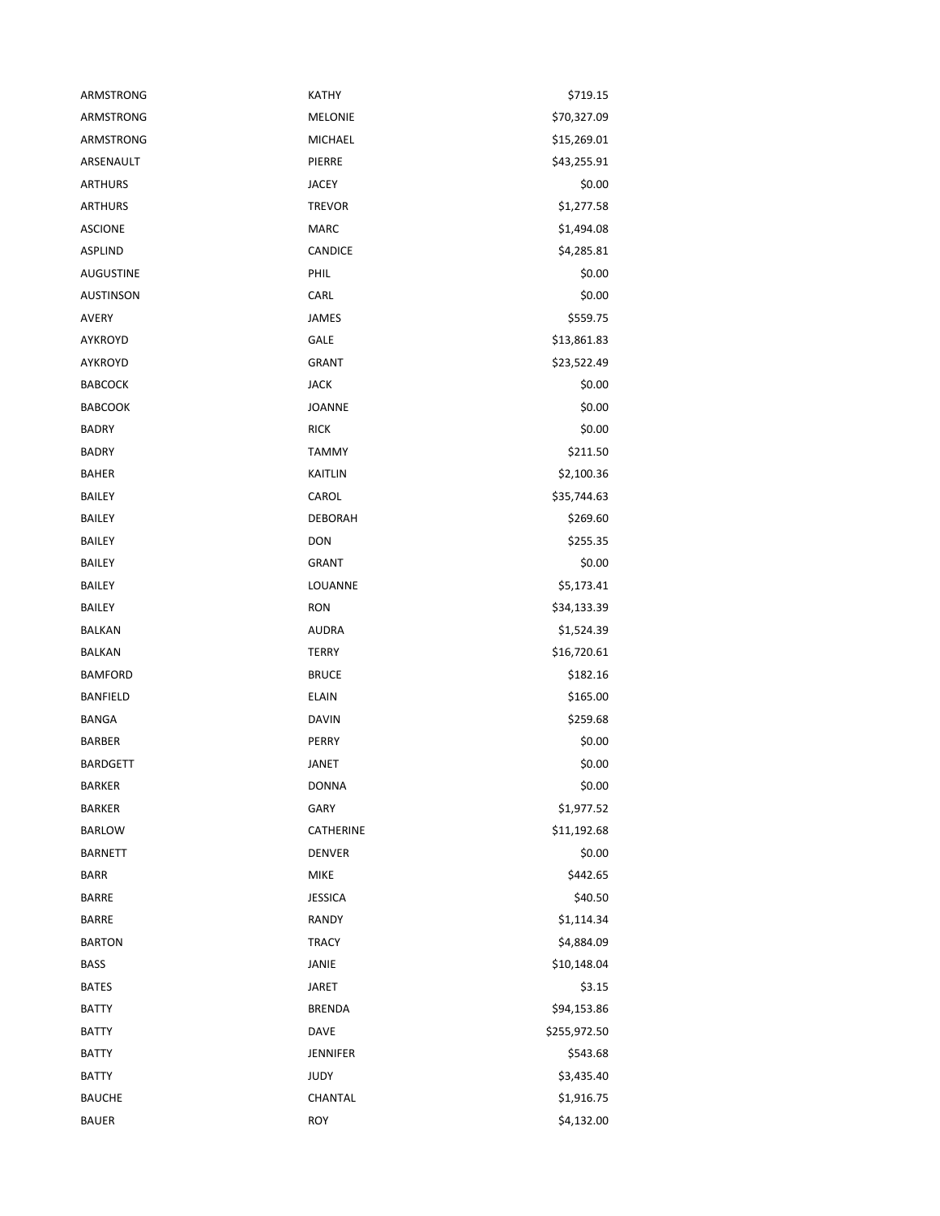| | | |
|---|---|---|
| ARMSTRONG | KATHY | $719.15 |
| ARMSTRONG | MELONIE | $70,327.09 |
| ARMSTRONG | MICHAEL | $15,269.01 |
| ARSENAULT | PIERRE | $43,255.91 |
| ARTHURS | JACEY | $0.00 |
| ARTHURS | TREVOR | $1,277.58 |
| ASCIONE | MARC | $1,494.08 |
| ASPLIND | CANDICE | $4,285.81 |
| AUGUSTINE | PHIL | $0.00 |
| AUSTINSON | CARL | $0.00 |
| AVERY | JAMES | $559.75 |
| AYKROYD | GALE | $13,861.83 |
| AYKROYD | GRANT | $23,522.49 |
| BABCOCK | JACK | $0.00 |
| BABCOOK | JOANNE | $0.00 |
| BADRY | RICK | $0.00 |
| BADRY | TAMMY | $211.50 |
| BAHER | KAITLIN | $2,100.36 |
| BAILEY | CAROL | $35,744.63 |
| BAILEY | DEBORAH | $269.60 |
| BAILEY | DON | $255.35 |
| BAILEY | GRANT | $0.00 |
| BAILEY | LOUANNE | $5,173.41 |
| BAILEY | RON | $34,133.39 |
| BALKAN | AUDRA | $1,524.39 |
| BALKAN | TERRY | $16,720.61 |
| BAMFORD | BRUCE | $182.16 |
| BANFIELD | ELAIN | $165.00 |
| BANGA | DAVIN | $259.68 |
| BARBER | PERRY | $0.00 |
| BARDGETT | JANET | $0.00 |
| BARKER | DONNA | $0.00 |
| BARKER | GARY | $1,977.52 |
| BARLOW | CATHERINE | $11,192.68 |
| BARNETT | DENVER | $0.00 |
| BARR | MIKE | $442.65 |
| BARRE | JESSICA | $40.50 |
| BARRE | RANDY | $1,114.34 |
| BARTON | TRACY | $4,884.09 |
| BASS | JANIE | $10,148.04 |
| BATES | JARET | $3.15 |
| BATTY | BRENDA | $94,153.86 |
| BATTY | DAVE | $255,972.50 |
| BATTY | JENNIFER | $543.68 |
| BATTY | JUDY | $3,435.40 |
| BAUCHE | CHANTAL | $1,916.75 |
| BAUER | ROY | $4,132.00 |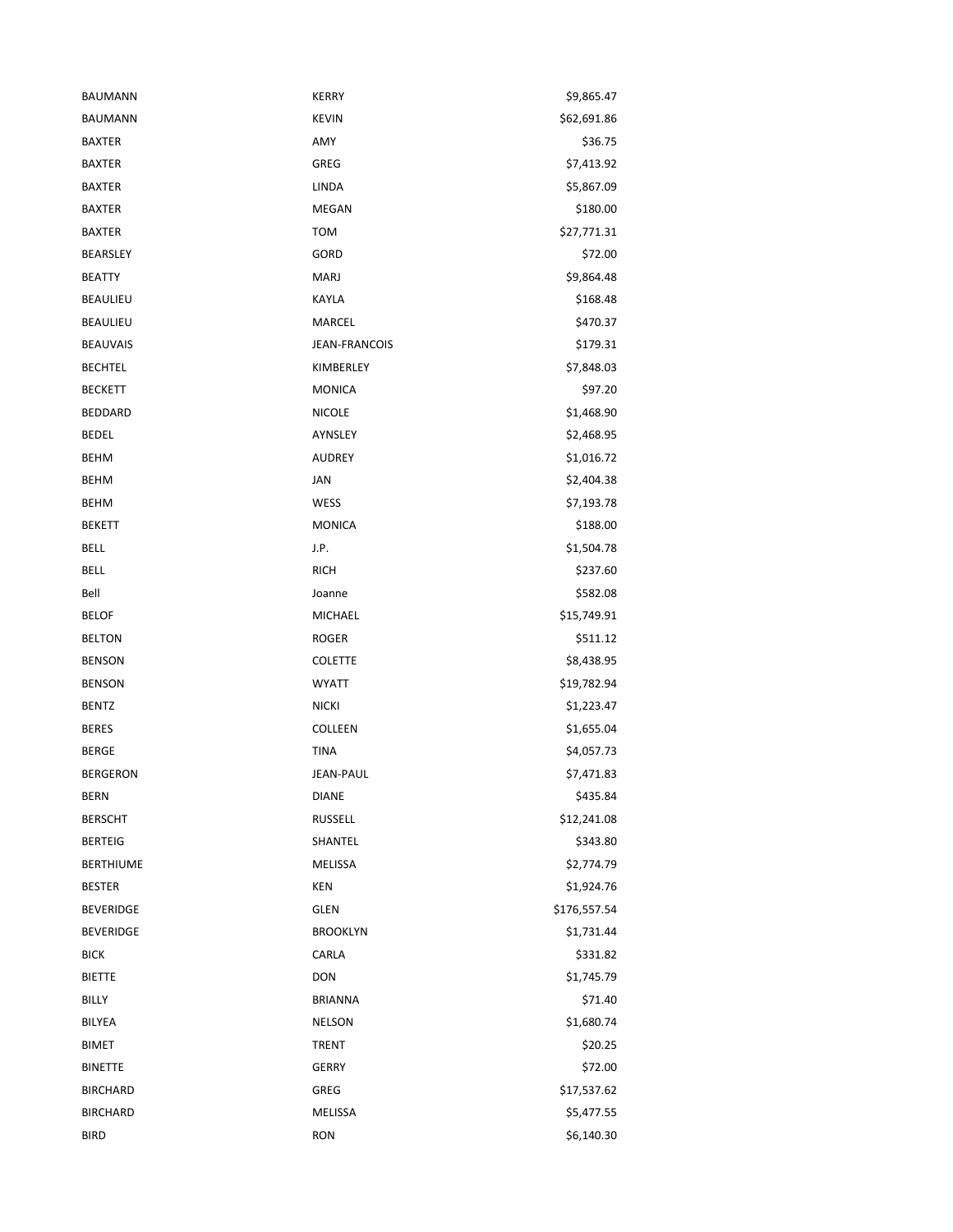| | | |
|---|---|---|
| BAUMANN | KERRY | $9,865.47 |
| BAUMANN | KEVIN | $62,691.86 |
| BAXTER | AMY | $36.75 |
| BAXTER | GREG | $7,413.92 |
| BAXTER | LINDA | $5,867.09 |
| BAXTER | MEGAN | $180.00 |
| BAXTER | TOM | $27,771.31 |
| BEARSLEY | GORD | $72.00 |
| BEATTY | MARJ | $9,864.48 |
| BEAULIEU | KAYLA | $168.48 |
| BEAULIEU | MARCEL | $470.37 |
| BEAUVAIS | JEAN-FRANCOIS | $179.31 |
| BECHTEL | KIMBERLEY | $7,848.03 |
| BECKETT | MONICA | $97.20 |
| BEDDARD | NICOLE | $1,468.90 |
| BEDEL | AYNSLEY | $2,468.95 |
| BEHM | AUDREY | $1,016.72 |
| BEHM | JAN | $2,404.38 |
| BEHM | WESS | $7,193.78 |
| BEKETT | MONICA | $188.00 |
| BELL | J.P. | $1,504.78 |
| BELL | RICH | $237.60 |
| Bell | Joanne | $582.08 |
| BELOF | MICHAEL | $15,749.91 |
| BELTON | ROGER | $511.12 |
| BENSON | COLETTE | $8,438.95 |
| BENSON | WYATT | $19,782.94 |
| BENTZ | NICKI | $1,223.47 |
| BERES | COLLEEN | $1,655.04 |
| BERGE | TINA | $4,057.73 |
| BERGERON | JEAN-PAUL | $7,471.83 |
| BERN | DIANE | $435.84 |
| BERSCHT | RUSSELL | $12,241.08 |
| BERTEIG | SHANTEL | $343.80 |
| BERTHIUME | MELISSA | $2,774.79 |
| BESTER | KEN | $1,924.76 |
| BEVERIDGE | GLEN | $176,557.54 |
| BEVERIDGE | BROOKLYN | $1,731.44 |
| BICK | CARLA | $331.82 |
| BIETTE | DON | $1,745.79 |
| BILLY | BRIANNA | $71.40 |
| BILYEA | NELSON | $1,680.74 |
| BIMET | TRENT | $20.25 |
| BINETTE | GERRY | $72.00 |
| BIRCHARD | GREG | $17,537.62 |
| BIRCHARD | MELISSA | $5,477.55 |
| BIRD | RON | $6,140.30 |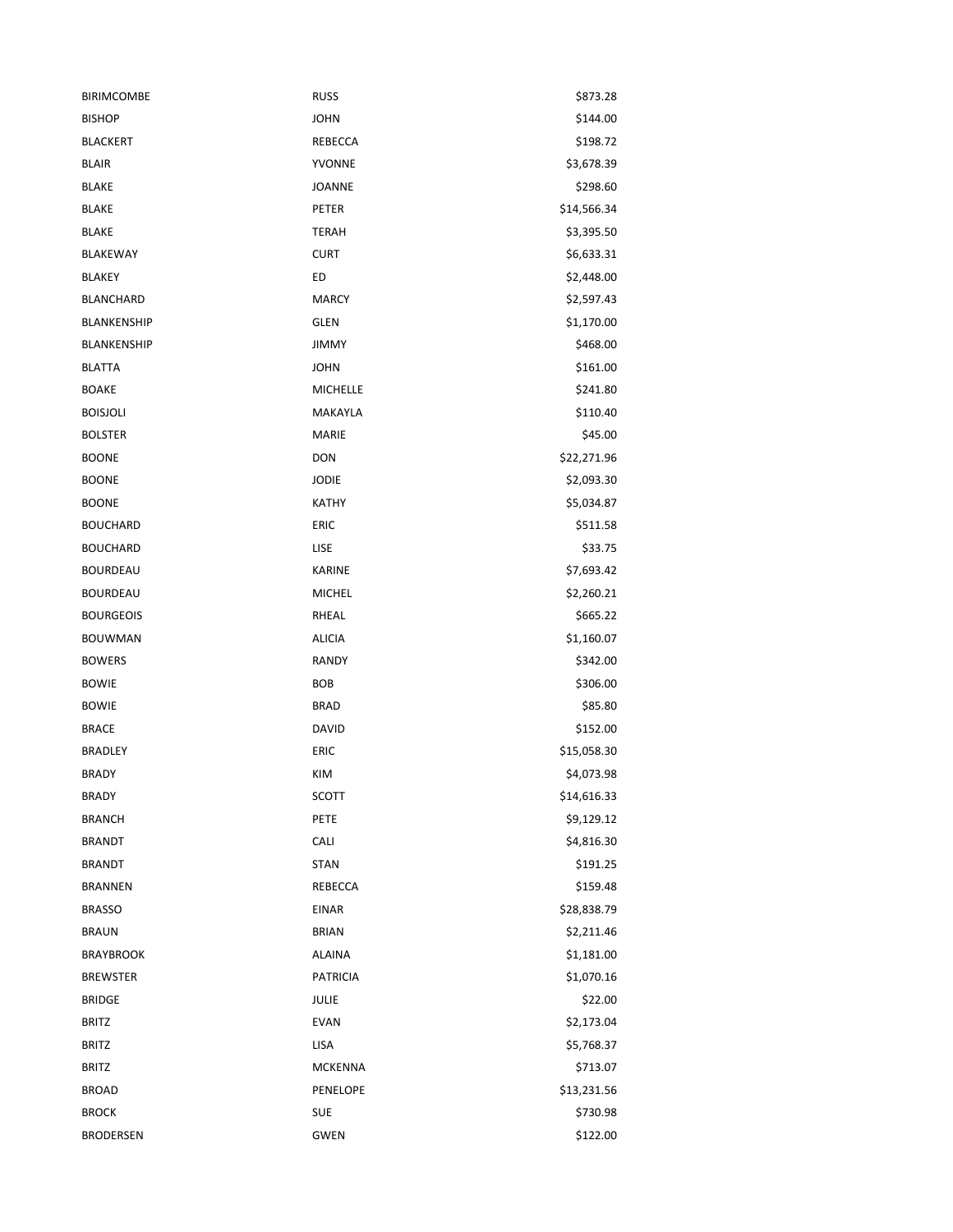| | | |
|---|---|---|
| BIRIMCOMBE | RUSS | $873.28 |
| BISHOP | JOHN | $144.00 |
| BLACKERT | REBECCA | $198.72 |
| BLAIR | YVONNE | $3,678.39 |
| BLAKE | JOANNE | $298.60 |
| BLAKE | PETER | $14,566.34 |
| BLAKE | TERAH | $3,395.50 |
| BLAKEWAY | CURT | $6,633.31 |
| BLAKEY | ED | $2,448.00 |
| BLANCHARD | MARCY | $2,597.43 |
| BLANKENSHIP | GLEN | $1,170.00 |
| BLANKENSHIP | JIMMY | $468.00 |
| BLATTA | JOHN | $161.00 |
| BOAKE | MICHELLE | $241.80 |
| BOISJOLI | MAKAYLA | $110.40 |
| BOLSTER | MARIE | $45.00 |
| BOONE | DON | $22,271.96 |
| BOONE | JODIE | $2,093.30 |
| BOONE | KATHY | $5,034.87 |
| BOUCHARD | ERIC | $511.58 |
| BOUCHARD | LISE | $33.75 |
| BOURDEAU | KARINE | $7,693.42 |
| BOURDEAU | MICHEL | $2,260.21 |
| BOURGEOIS | RHEAL | $665.22 |
| BOUWMAN | ALICIA | $1,160.07 |
| BOWERS | RANDY | $342.00 |
| BOWIE | BOB | $306.00 |
| BOWIE | BRAD | $85.80 |
| BRACE | DAVID | $152.00 |
| BRADLEY | ERIC | $15,058.30 |
| BRADY | KIM | $4,073.98 |
| BRADY | SCOTT | $14,616.33 |
| BRANCH | PETE | $9,129.12 |
| BRANDT | CALI | $4,816.30 |
| BRANDT | STAN | $191.25 |
| BRANNEN | REBECCA | $159.48 |
| BRASSO | EINAR | $28,838.79 |
| BRAUN | BRIAN | $2,211.46 |
| BRAYBROOK | ALAINA | $1,181.00 |
| BREWSTER | PATRICIA | $1,070.16 |
| BRIDGE | JULIE | $22.00 |
| BRITZ | EVAN | $2,173.04 |
| BRITZ | LISA | $5,768.37 |
| BRITZ | MCKENNA | $713.07 |
| BROAD | PENELOPE | $13,231.56 |
| BROCK | SUE | $730.98 |
| BRODERSEN | GWEN | $122.00 |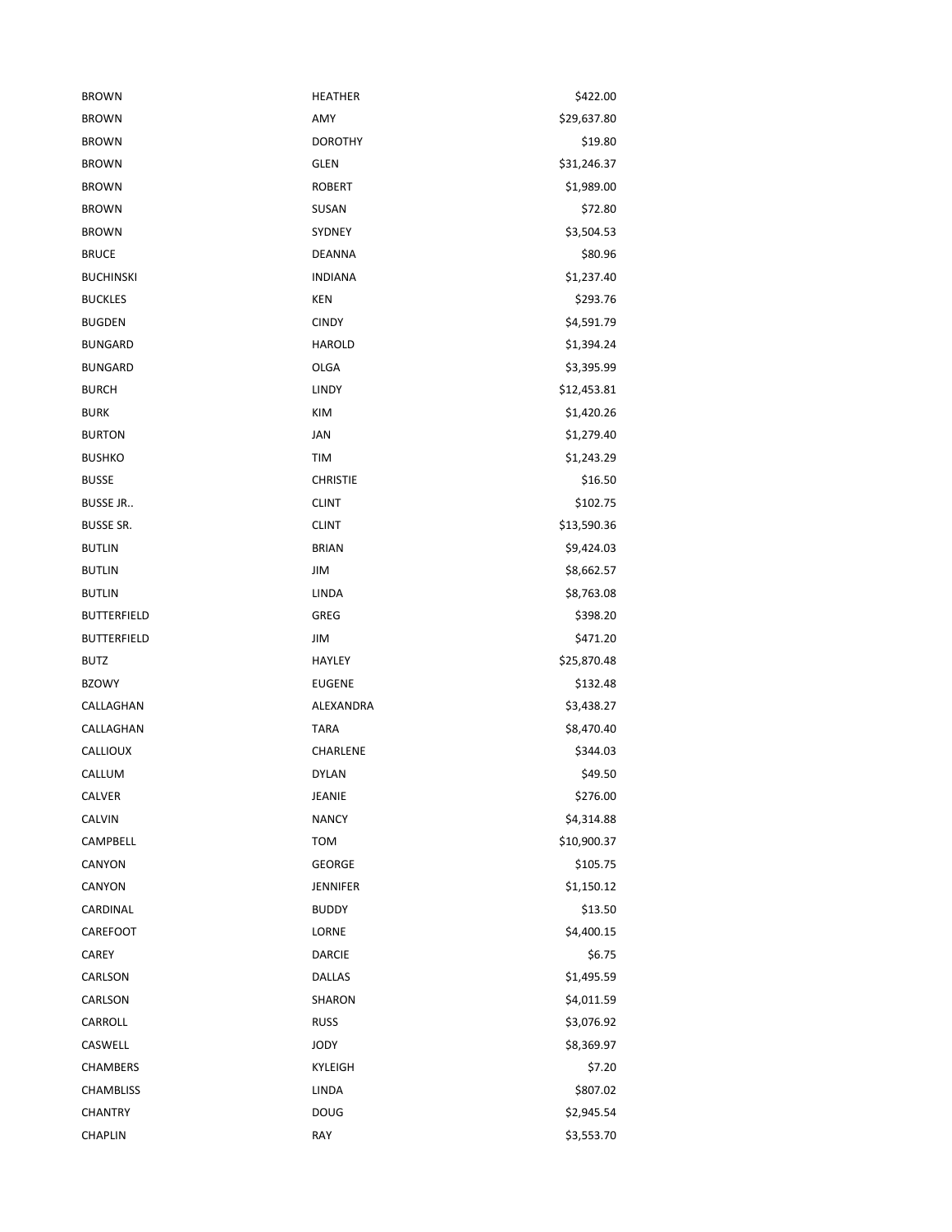| | | |
|---|---|---|
| BROWN | HEATHER | $422.00 |
| BROWN | AMY | $29,637.80 |
| BROWN | DOROTHY | $19.80 |
| BROWN | GLEN | $31,246.37 |
| BROWN | ROBERT | $1,989.00 |
| BROWN | SUSAN | $72.80 |
| BROWN | SYDNEY | $3,504.53 |
| BRUCE | DEANNA | $80.96 |
| BUCHINSKI | INDIANA | $1,237.40 |
| BUCKLES | KEN | $293.76 |
| BUGDEN | CINDY | $4,591.79 |
| BUNGARD | HAROLD | $1,394.24 |
| BUNGARD | OLGA | $3,395.99 |
| BURCH | LINDY | $12,453.81 |
| BURK | KIM | $1,420.26 |
| BURTON | JAN | $1,279.40 |
| BUSHKO | TIM | $1,243.29 |
| BUSSE | CHRISTIE | $16.50 |
| BUSSE JR.. | CLINT | $102.75 |
| BUSSE SR. | CLINT | $13,590.36 |
| BUTLIN | BRIAN | $9,424.03 |
| BUTLIN | JIM | $8,662.57 |
| BUTLIN | LINDA | $8,763.08 |
| BUTTERFIELD | GREG | $398.20 |
| BUTTERFIELD | JIM | $471.20 |
| BUTZ | HAYLEY | $25,870.48 |
| BZOWY | EUGENE | $132.48 |
| CALLAGHAN | ALEXANDRA | $3,438.27 |
| CALLAGHAN | TARA | $8,470.40 |
| CALLIOUX | CHARLENE | $344.03 |
| CALLUM | DYLAN | $49.50 |
| CALVER | JEANIE | $276.00 |
| CALVIN | NANCY | $4,314.88 |
| CAMPBELL | TOM | $10,900.37 |
| CANYON | GEORGE | $105.75 |
| CANYON | JENNIFER | $1,150.12 |
| CARDINAL | BUDDY | $13.50 |
| CAREFOOT | LORNE | $4,400.15 |
| CAREY | DARCIE | $6.75 |
| CARLSON | DALLAS | $1,495.59 |
| CARLSON | SHARON | $4,011.59 |
| CARROLL | RUSS | $3,076.92 |
| CASWELL | JODY | $8,369.97 |
| CHAMBERS | KYLEIGH | $7.20 |
| CHAMBLISS | LINDA | $807.02 |
| CHANTRY | DOUG | $2,945.54 |
| CHAPLIN | RAY | $3,553.70 |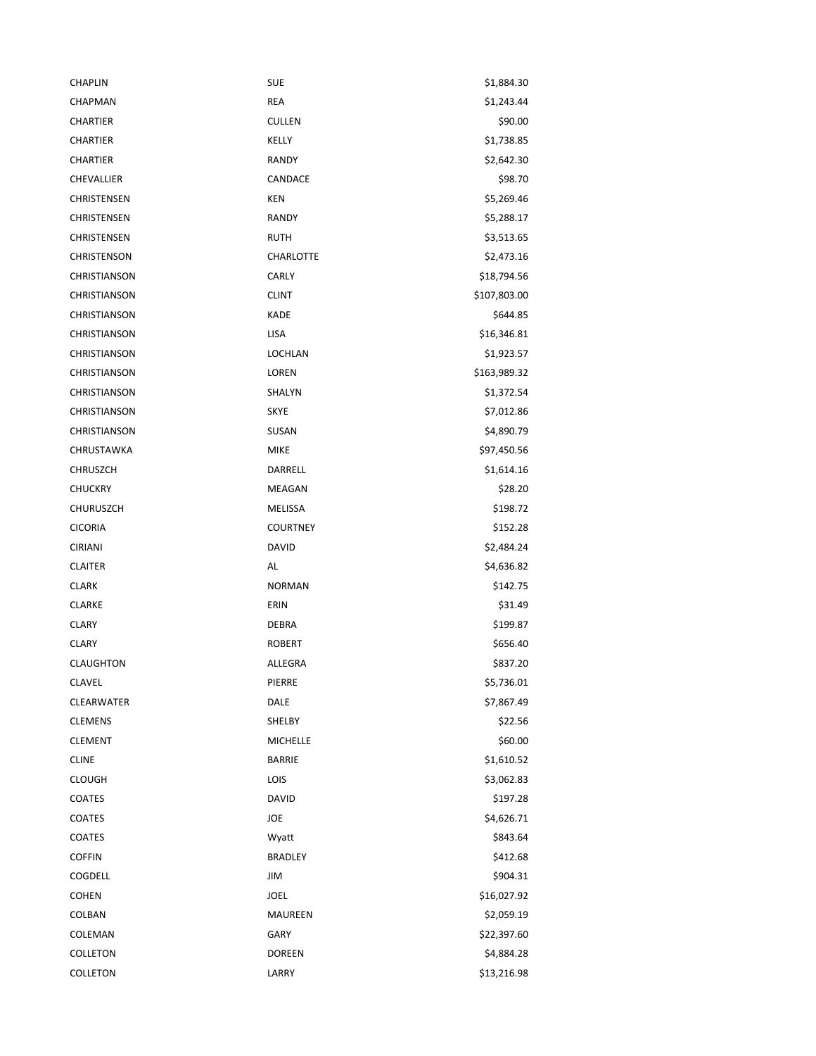| | | |
|---|---|---|
| CHAPLIN | SUE | $1,884.30 |
| CHAPMAN | REA | $1,243.44 |
| CHARTIER | CULLEN | $90.00 |
| CHARTIER | KELLY | $1,738.85 |
| CHARTIER | RANDY | $2,642.30 |
| CHEVALLIER | CANDACE | $98.70 |
| CHRISTENSEN | KEN | $5,269.46 |
| CHRISTENSEN | RANDY | $5,288.17 |
| CHRISTENSEN | RUTH | $3,513.65 |
| CHRISTENSON | CHARLOTTE | $2,473.16 |
| CHRISTIANSON | CARLY | $18,794.56 |
| CHRISTIANSON | CLINT | $107,803.00 |
| CHRISTIANSON | KADE | $644.85 |
| CHRISTIANSON | LISA | $16,346.81 |
| CHRISTIANSON | LOCHLAN | $1,923.57 |
| CHRISTIANSON | LOREN | $163,989.32 |
| CHRISTIANSON | SHALYN | $1,372.54 |
| CHRISTIANSON | SKYE | $7,012.86 |
| CHRISTIANSON | SUSAN | $4,890.79 |
| CHRUSTAWKA | MIKE | $97,450.56 |
| CHRUSZCH | DARRELL | $1,614.16 |
| CHUCKRY | MEAGAN | $28.20 |
| CHURUSZCH | MELISSA | $198.72 |
| CICORIA | COURTNEY | $152.28 |
| CIRIANI | DAVID | $2,484.24 |
| CLAITER | AL | $4,636.82 |
| CLARK | NORMAN | $142.75 |
| CLARKE | ERIN | $31.49 |
| CLARY | DEBRA | $199.87 |
| CLARY | ROBERT | $656.40 |
| CLAUGHTON | ALLEGRA | $837.20 |
| CLAVEL | PIERRE | $5,736.01 |
| CLEARWATER | DALE | $7,867.49 |
| CLEMENS | SHELBY | $22.56 |
| CLEMENT | MICHELLE | $60.00 |
| CLINE | BARRIE | $1,610.52 |
| CLOUGH | LOIS | $3,062.83 |
| COATES | DAVID | $197.28 |
| COATES | JOE | $4,626.71 |
| COATES | Wyatt | $843.64 |
| COFFIN | BRADLEY | $412.68 |
| COGDELL | JIM | $904.31 |
| COHEN | JOEL | $16,027.92 |
| COLBAN | MAUREEN | $2,059.19 |
| COLEMAN | GARY | $22,397.60 |
| COLLETON | DOREEN | $4,884.28 |
| COLLETON | LARRY | $13,216.98 |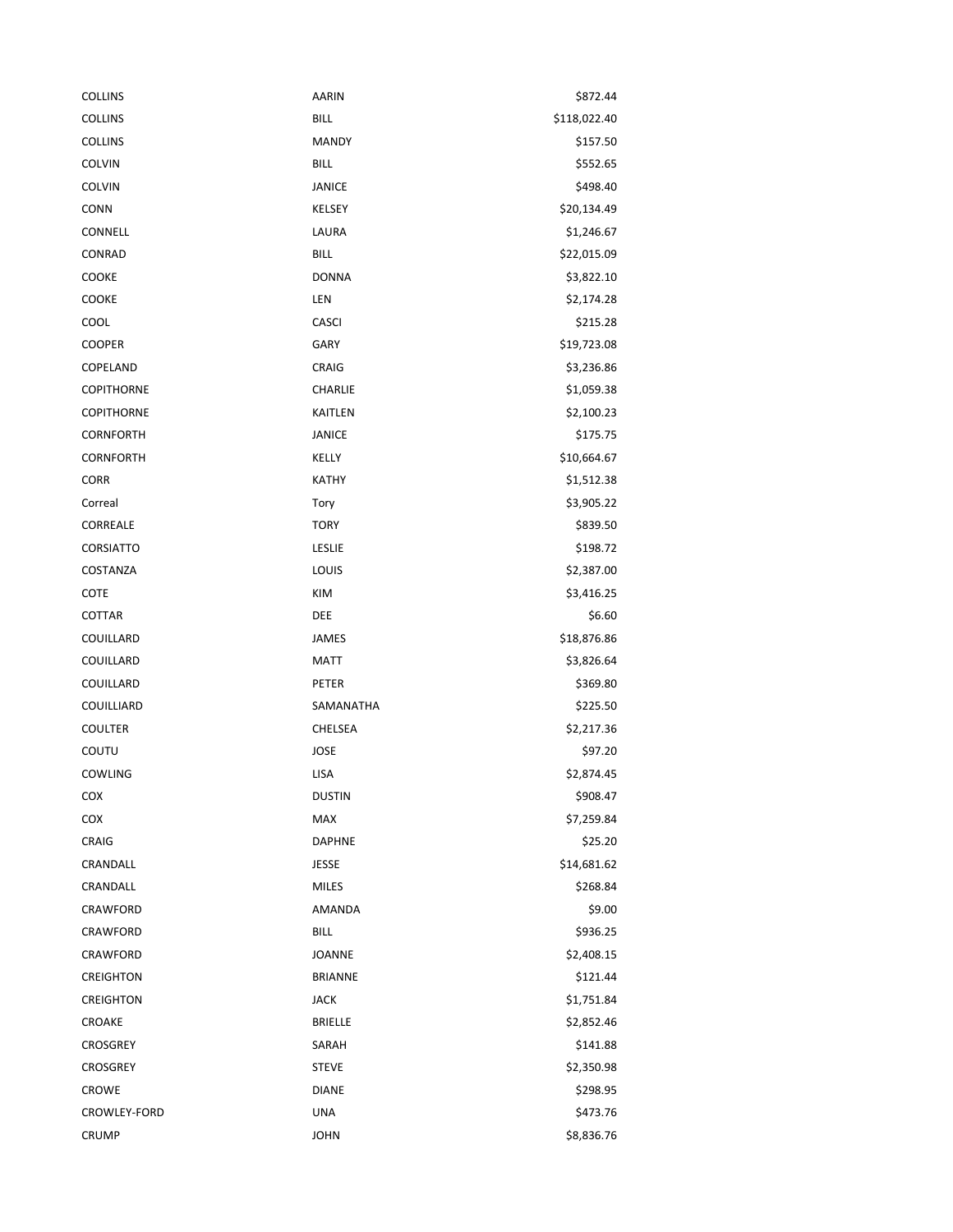| | | |
|---|---|---|
| COLLINS | AARIN | $872.44 |
| COLLINS | BILL | $118,022.40 |
| COLLINS | MANDY | $157.50 |
| COLVIN | BILL | $552.65 |
| COLVIN | JANICE | $498.40 |
| CONN | KELSEY | $20,134.49 |
| CONNELL | LAURA | $1,246.67 |
| CONRAD | BILL | $22,015.09 |
| COOKE | DONNA | $3,822.10 |
| COOKE | LEN | $2,174.28 |
| COOL | CASCI | $215.28 |
| COOPER | GARY | $19,723.08 |
| COPELAND | CRAIG | $3,236.86 |
| COPITHORNE | CHARLIE | $1,059.38 |
| COPITHORNE | KAITLEN | $2,100.23 |
| CORNFORTH | JANICE | $175.75 |
| CORNFORTH | KELLY | $10,664.67 |
| CORR | KATHY | $1,512.38 |
| Correal | Tory | $3,905.22 |
| CORREALE | TORY | $839.50 |
| CORSIATTO | LESLIE | $198.72 |
| COSTANZA | LOUIS | $2,387.00 |
| COTE | KIM | $3,416.25 |
| COTTAR | DEE | $6.60 |
| COUILLARD | JAMES | $18,876.86 |
| COUILLARD | MATT | $3,826.64 |
| COUILLARD | PETER | $369.80 |
| COUILLIARD | SAMANATHA | $225.50 |
| COULTER | CHELSEA | $2,217.36 |
| COUTU | JOSE | $97.20 |
| COWLING | LISA | $2,874.45 |
| COX | DUSTIN | $908.47 |
| COX | MAX | $7,259.84 |
| CRAIG | DAPHNE | $25.20 |
| CRANDALL | JESSE | $14,681.62 |
| CRANDALL | MILES | $268.84 |
| CRAWFORD | AMANDA | $9.00 |
| CRAWFORD | BILL | $936.25 |
| CRAWFORD | JOANNE | $2,408.15 |
| CREIGHTON | BRIANNE | $121.44 |
| CREIGHTON | JACK | $1,751.84 |
| CROAKE | BRIELLE | $2,852.46 |
| CROSGREY | SARAH | $141.88 |
| CROSGREY | STEVE | $2,350.98 |
| CROWE | DIANE | $298.95 |
| CROWLEY-FORD | UNA | $473.76 |
| CRUMP | JOHN | $8,836.76 |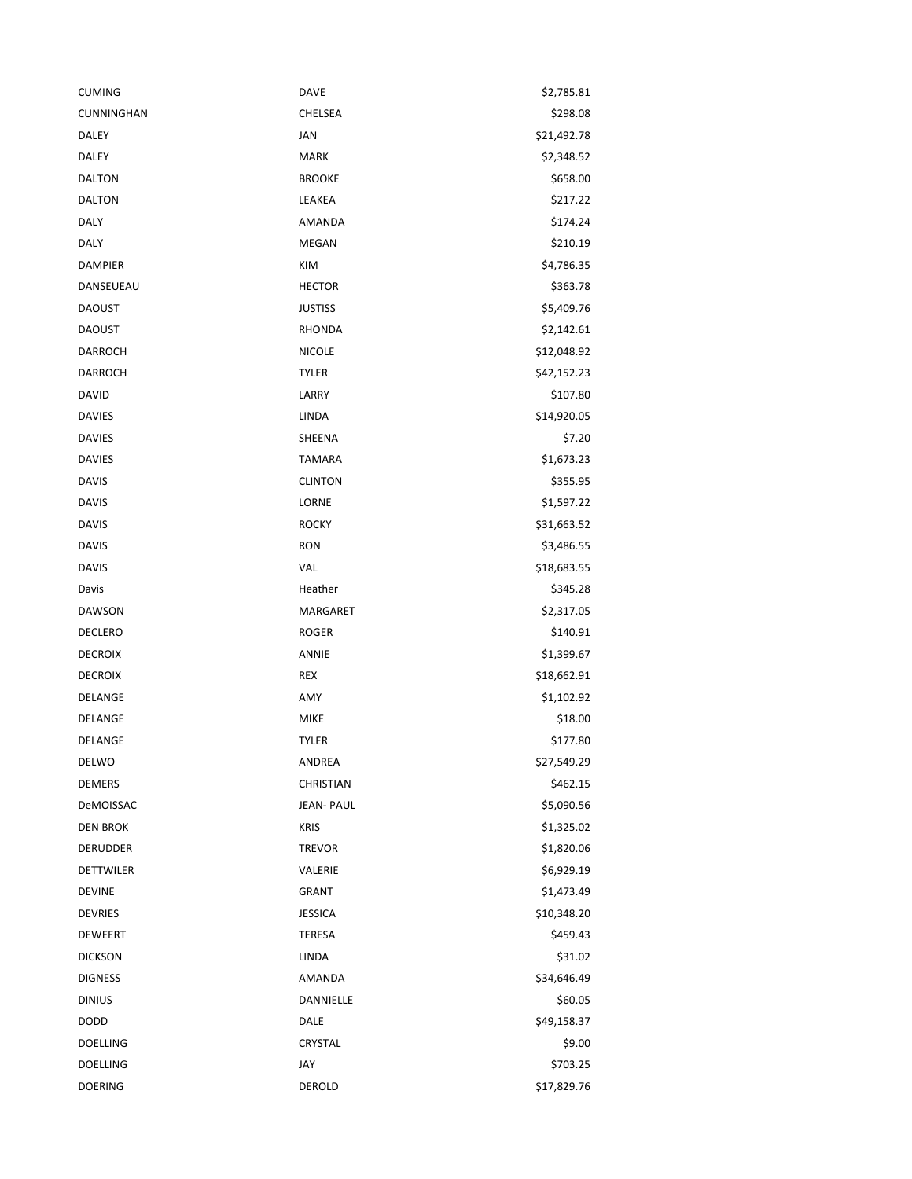| | | |
|---|---|---|
| CUMING | DAVE | $2,785.81 |
| CUNNINGHAN | CHELSEA | $298.08 |
| DALEY | JAN | $21,492.78 |
| DALEY | MARK | $2,348.52 |
| DALTON | BROOKE | $658.00 |
| DALTON | LEAKEA | $217.22 |
| DALY | AMANDA | $174.24 |
| DALY | MEGAN | $210.19 |
| DAMPIER | KIM | $4,786.35 |
| DANSEUEAU | HECTOR | $363.78 |
| DAOUST | JUSTISS | $5,409.76 |
| DAOUST | RHONDA | $2,142.61 |
| DARROCH | NICOLE | $12,048.92 |
| DARROCH | TYLER | $42,152.23 |
| DAVID | LARRY | $107.80 |
| DAVIES | LINDA | $14,920.05 |
| DAVIES | SHEENA | $7.20 |
| DAVIES | TAMARA | $1,673.23 |
| DAVIS | CLINTON | $355.95 |
| DAVIS | LORNE | $1,597.22 |
| DAVIS | ROCKY | $31,663.52 |
| DAVIS | RON | $3,486.55 |
| DAVIS | VAL | $18,683.55 |
| Davis | Heather | $345.28 |
| DAWSON | MARGARET | $2,317.05 |
| DECLERO | ROGER | $140.91 |
| DECROIX | ANNIE | $1,399.67 |
| DECROIX | REX | $18,662.91 |
| DELANGE | AMY | $1,102.92 |
| DELANGE | MIKE | $18.00 |
| DELANGE | TYLER | $177.80 |
| DELWO | ANDREA | $27,549.29 |
| DEMERS | CHRISTIAN | $462.15 |
| DeMOISSAC | JEAN- PAUL | $5,090.56 |
| DEN BROK | KRIS | $1,325.02 |
| DERUDDER | TREVOR | $1,820.06 |
| DETTWILER | VALERIE | $6,929.19 |
| DEVINE | GRANT | $1,473.49 |
| DEVRIES | JESSICA | $10,348.20 |
| DEWEERT | TERESA | $459.43 |
| DICKSON | LINDA | $31.02 |
| DIGNESS | AMANDA | $34,646.49 |
| DINIUS | DANNIELLE | $60.05 |
| DODD | DALE | $49,158.37 |
| DOELLING | CRYSTAL | $9.00 |
| DOELLING | JAY | $703.25 |
| DOERING | DEROLD | $17,829.76 |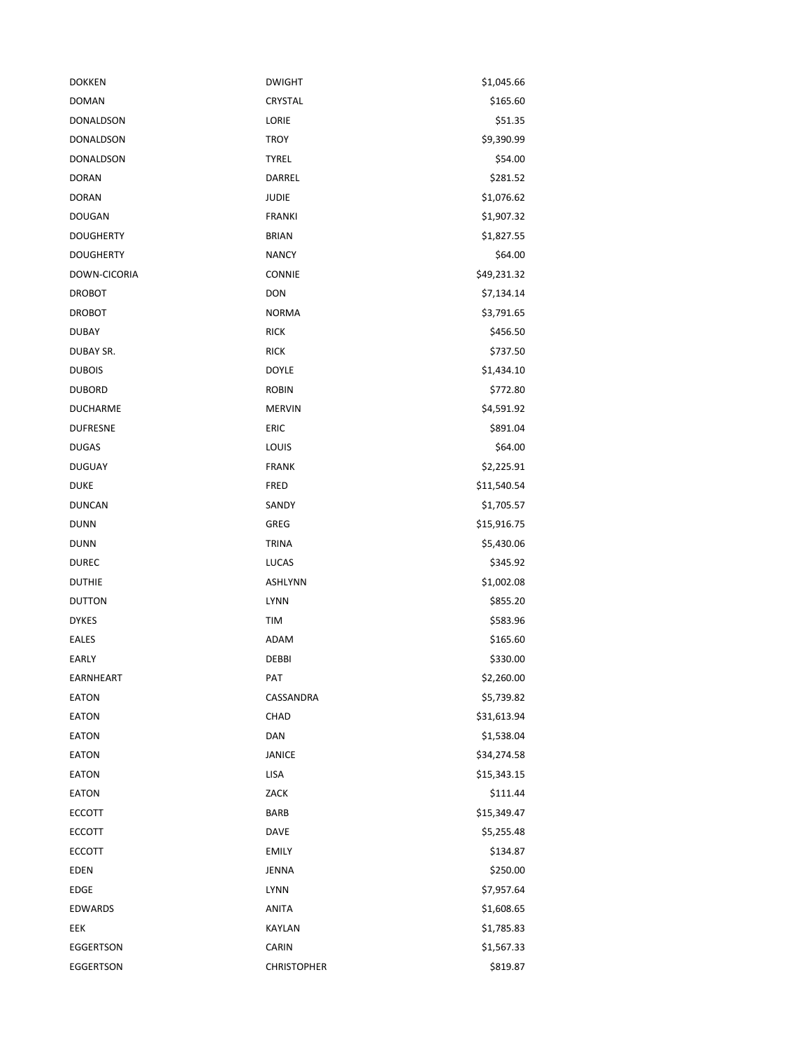| | | |
|---|---|---|
| DOKKEN | DWIGHT | $1,045.66 |
| DOMAN | CRYSTAL | $165.60 |
| DONALDSON | LORIE | $51.35 |
| DONALDSON | TROY | $9,390.99 |
| DONALDSON | TYREL | $54.00 |
| DORAN | DARREL | $281.52 |
| DORAN | JUDIE | $1,076.62 |
| DOUGAN | FRANKI | $1,907.32 |
| DOUGHERTY | BRIAN | $1,827.55 |
| DOUGHERTY | NANCY | $64.00 |
| DOWN-CICORIA | CONNIE | $49,231.32 |
| DROBOT | DON | $7,134.14 |
| DROBOT | NORMA | $3,791.65 |
| DUBAY | RICK | $456.50 |
| DUBAY SR. | RICK | $737.50 |
| DUBOIS | DOYLE | $1,434.10 |
| DUBORD | ROBIN | $772.80 |
| DUCHARME | MERVIN | $4,591.92 |
| DUFRESNE | ERIC | $891.04 |
| DUGAS | LOUIS | $64.00 |
| DUGUAY | FRANK | $2,225.91 |
| DUKE | FRED | $11,540.54 |
| DUNCAN | SANDY | $1,705.57 |
| DUNN | GREG | $15,916.75 |
| DUNN | TRINA | $5,430.06 |
| DUREC | LUCAS | $345.92 |
| DUTHIE | ASHLYNN | $1,002.08 |
| DUTTON | LYNN | $855.20 |
| DYKES | TIM | $583.96 |
| EALES | ADAM | $165.60 |
| EARLY | DEBBI | $330.00 |
| EARNHEART | PAT | $2,260.00 |
| EATON | CASSANDRA | $5,739.82 |
| EATON | CHAD | $31,613.94 |
| EATON | DAN | $1,538.04 |
| EATON | JANICE | $34,274.58 |
| EATON | LISA | $15,343.15 |
| EATON | ZACK | $111.44 |
| ECCOTT | BARB | $15,349.47 |
| ECCOTT | DAVE | $5,255.48 |
| ECCOTT | EMILY | $134.87 |
| EDEN | JENNA | $250.00 |
| EDGE | LYNN | $7,957.64 |
| EDWARDS | ANITA | $1,608.65 |
| EEK | KAYLAN | $1,785.83 |
| EGGERTSON | CARIN | $1,567.33 |
| EGGERTSON | CHRISTOPHER | $819.87 |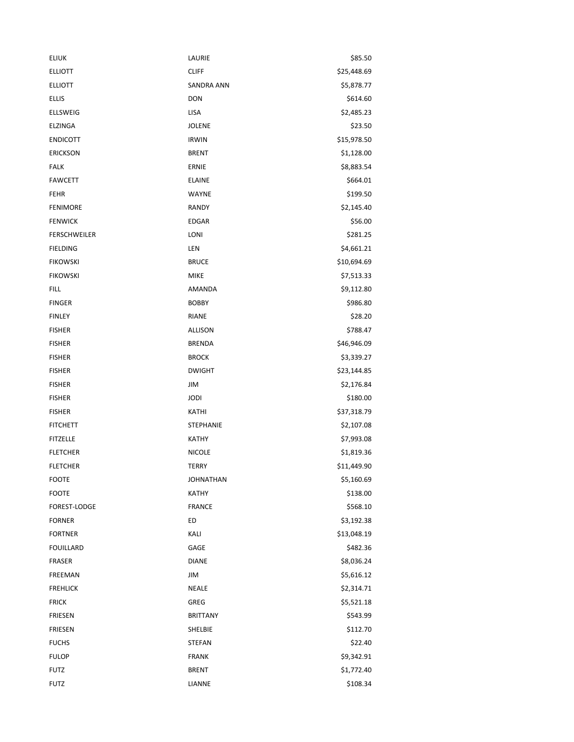| | | |
|---|---|---|
| ELIUK | LAURIE | $85.50 |
| ELLIOTT | CLIFF | $25,448.69 |
| ELLIOTT | SANDRA ANN | $5,878.77 |
| ELLIS | DON | $614.60 |
| ELLSWEIG | LISA | $2,485.23 |
| ELZINGA | JOLENE | $23.50 |
| ENDICOTT | IRWIN | $15,978.50 |
| ERICKSON | BRENT | $1,128.00 |
| FALK | ERNIE | $8,883.54 |
| FAWCETT | ELAINE | $664.01 |
| FEHR | WAYNE | $199.50 |
| FENIMORE | RANDY | $2,145.40 |
| FENWICK | EDGAR | $56.00 |
| FERSCHWEILER | LONI | $281.25 |
| FIELDING | LEN | $4,661.21 |
| FIKOWSKI | BRUCE | $10,694.69 |
| FIKOWSKI | MIKE | $7,513.33 |
| FILL | AMANDA | $9,112.80 |
| FINGER | BOBBY | $986.80 |
| FINLEY | RIANE | $28.20 |
| FISHER | ALLISON | $788.47 |
| FISHER | BRENDA | $46,946.09 |
| FISHER | BROCK | $3,339.27 |
| FISHER | DWIGHT | $23,144.85 |
| FISHER | JIM | $2,176.84 |
| FISHER | JODI | $180.00 |
| FISHER | KATHI | $37,318.79 |
| FITCHETT | STEPHANIE | $2,107.08 |
| FITZELLE | KATHY | $7,993.08 |
| FLETCHER | NICOLE | $1,819.36 |
| FLETCHER | TERRY | $11,449.90 |
| FOOTE | JOHNATHAN | $5,160.69 |
| FOOTE | KATHY | $138.00 |
| FOREST-LODGE | FRANCE | $568.10 |
| FORNER | ED | $3,192.38 |
| FORTNER | KALI | $13,048.19 |
| FOUILLARD | GAGE | $482.36 |
| FRASER | DIANE | $8,036.24 |
| FREEMAN | JIM | $5,616.12 |
| FREHLICK | NEALE | $2,314.71 |
| FRICK | GREG | $5,521.18 |
| FRIESEN | BRITTANY | $543.99 |
| FRIESEN | SHELBIE | $112.70 |
| FUCHS | STEFAN | $22.40 |
| FULOP | FRANK | $9,342.91 |
| FUTZ | BRENT | $1,772.40 |
| FUTZ | LIANNE | $108.34 |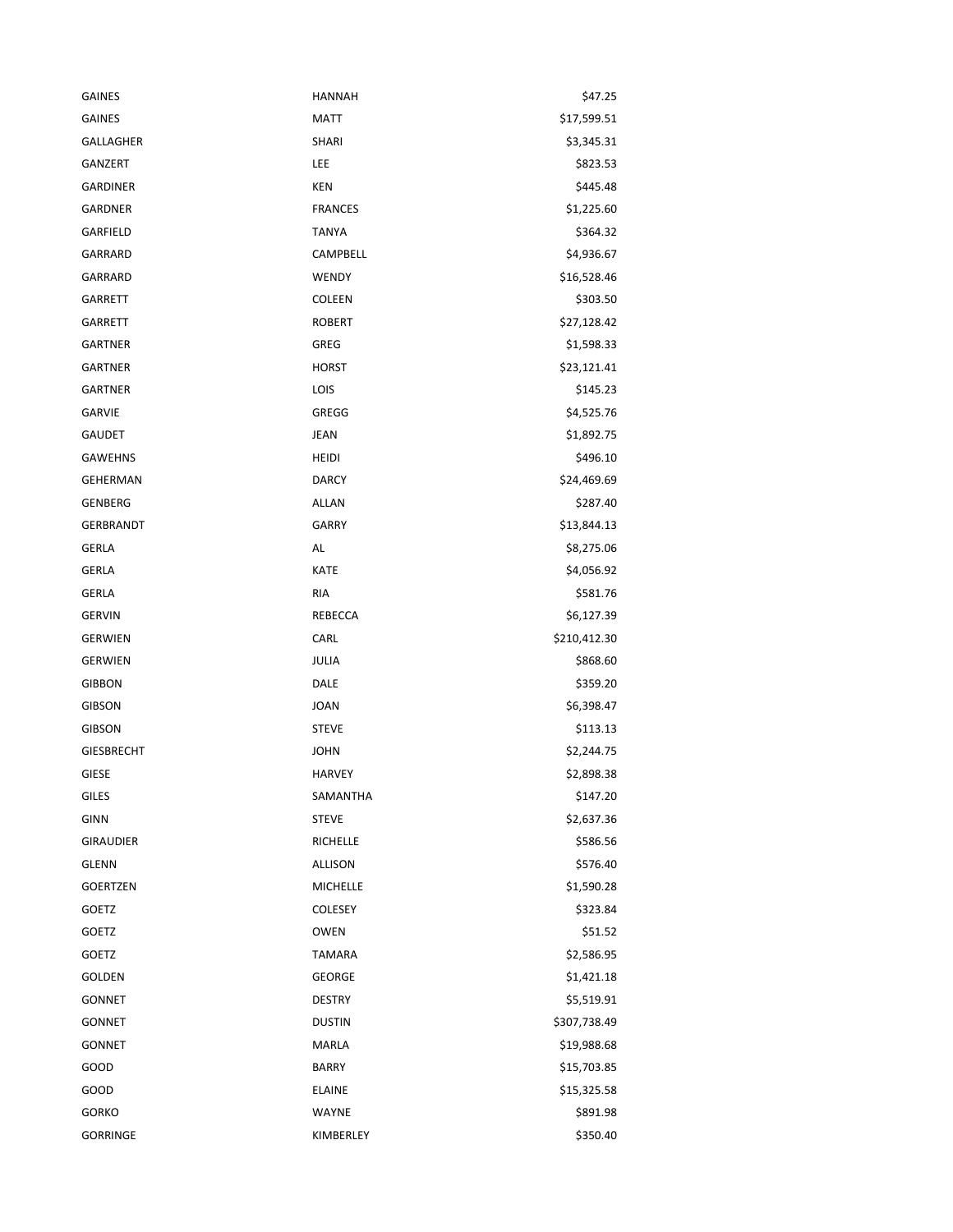| | | |
|---|---|---|
| GAINES | HANNAH | $47.25 |
| GAINES | MATT | $17,599.51 |
| GALLAGHER | SHARI | $3,345.31 |
| GANZERT | LEE | $823.53 |
| GARDINER | KEN | $445.48 |
| GARDNER | FRANCES | $1,225.60 |
| GARFIELD | TANYA | $364.32 |
| GARRARD | CAMPBELL | $4,936.67 |
| GARRARD | WENDY | $16,528.46 |
| GARRETT | COLEEN | $303.50 |
| GARRETT | ROBERT | $27,128.42 |
| GARTNER | GREG | $1,598.33 |
| GARTNER | HORST | $23,121.41 |
| GARTNER | LOIS | $145.23 |
| GARVIE | GREGG | $4,525.76 |
| GAUDET | JEAN | $1,892.75 |
| GAWEHNS | HEIDI | $496.10 |
| GEHERMAN | DARCY | $24,469.69 |
| GENBERG | ALLAN | $287.40 |
| GERBRANDT | GARRY | $13,844.13 |
| GERLA | AL | $8,275.06 |
| GERLA | KATE | $4,056.92 |
| GERLA | RIA | $581.76 |
| GERVIN | REBECCA | $6,127.39 |
| GERWIEN | CARL | $210,412.30 |
| GERWIEN | JULIA | $868.60 |
| GIBBON | DALE | $359.20 |
| GIBSON | JOAN | $6,398.47 |
| GIBSON | STEVE | $113.13 |
| GIESBRECHT | JOHN | $2,244.75 |
| GIESE | HARVEY | $2,898.38 |
| GILES | SAMANTHA | $147.20 |
| GINN | STEVE | $2,637.36 |
| GIRAUDIER | RICHELLE | $586.56 |
| GLENN | ALLISON | $576.40 |
| GOERTZEN | MICHELLE | $1,590.28 |
| GOETZ | COLESEY | $323.84 |
| GOETZ | OWEN | $51.52 |
| GOETZ | TAMARA | $2,586.95 |
| GOLDEN | GEORGE | $1,421.18 |
| GONNET | DESTRY | $5,519.91 |
| GONNET | DUSTIN | $307,738.49 |
| GONNET | MARLA | $19,988.68 |
| GOOD | BARRY | $15,703.85 |
| GOOD | ELAINE | $15,325.58 |
| GORKO | WAYNE | $891.98 |
| GORRINGE | KIMBERLEY | $350.40 |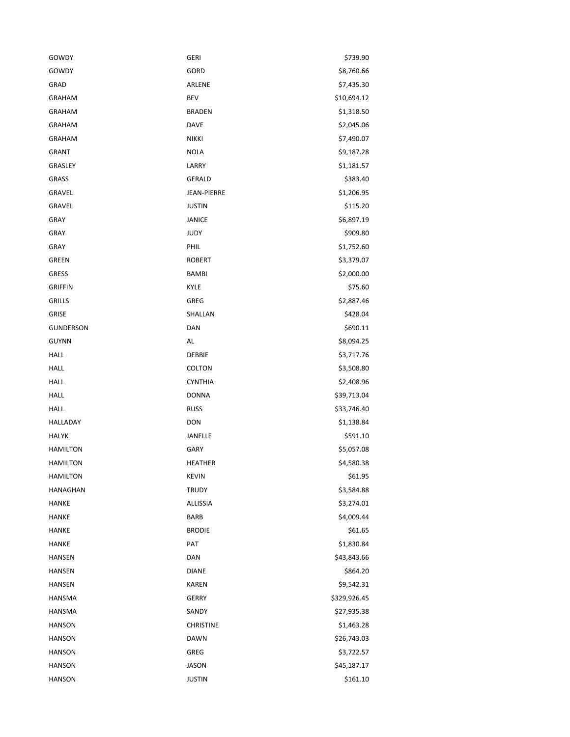| | | |
|---|---|---|
| GOWDY | GERI | $739.90 |
| GOWDY | GORD | $8,760.66 |
| GRAD | ARLENE | $7,435.30 |
| GRAHAM | BEV | $10,694.12 |
| GRAHAM | BRADEN | $1,318.50 |
| GRAHAM | DAVE | $2,045.06 |
| GRAHAM | NIKKI | $7,490.07 |
| GRANT | NOLA | $9,187.28 |
| GRASLEY | LARRY | $1,181.57 |
| GRASS | GERALD | $383.40 |
| GRAVEL | JEAN-PIERRE | $1,206.95 |
| GRAVEL | JUSTIN | $115.20 |
| GRAY | JANICE | $6,897.19 |
| GRAY | JUDY | $909.80 |
| GRAY | PHIL | $1,752.60 |
| GREEN | ROBERT | $3,379.07 |
| GRESS | BAMBI | $2,000.00 |
| GRIFFIN | KYLE | $75.60 |
| GRILLS | GREG | $2,887.46 |
| GRISE | SHALLAN | $428.04 |
| GUNDERSON | DAN | $690.11 |
| GUYNN | AL | $8,094.25 |
| HALL | DEBBIE | $3,717.76 |
| HALL | COLTON | $3,508.80 |
| HALL | CYNTHIA | $2,408.96 |
| HALL | DONNA | $39,713.04 |
| HALL | RUSS | $33,746.40 |
| HALLADAY | DON | $1,138.84 |
| HALYK | JANELLE | $591.10 |
| HAMILTON | GARY | $5,057.08 |
| HAMILTON | HEATHER | $4,580.38 |
| HAMILTON | KEVIN | $61.95 |
| HANAGHAN | TRUDY | $3,584.88 |
| HANKE | ALLISSIA | $3,274.01 |
| HANKE | BARB | $4,009.44 |
| HANKE | BRODIE | $61.65 |
| HANKE | PAT | $1,830.84 |
| HANSEN | DAN | $43,843.66 |
| HANSEN | DIANE | $864.20 |
| HANSEN | KAREN | $9,542.31 |
| HANSMA | GERRY | $329,926.45 |
| HANSMA | SANDY | $27,935.38 |
| HANSON | CHRISTINE | $1,463.28 |
| HANSON | DAWN | $26,743.03 |
| HANSON | GREG | $3,722.57 |
| HANSON | JASON | $45,187.17 |
| HANSON | JUSTIN | $161.10 |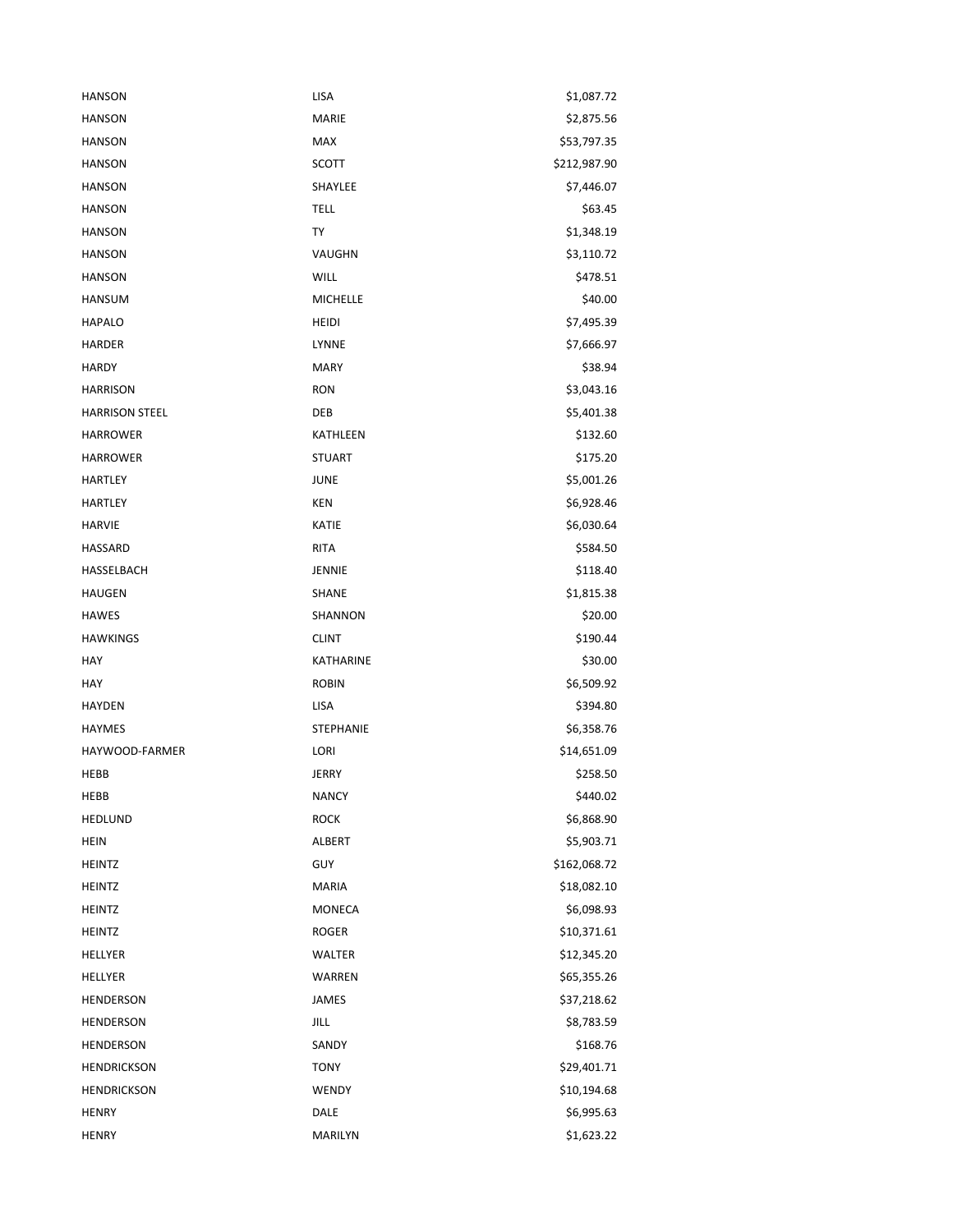| | | |
|---|---|---|
| HANSON | LISA | $1,087.72 |
| HANSON | MARIE | $2,875.56 |
| HANSON | MAX | $53,797.35 |
| HANSON | SCOTT | $212,987.90 |
| HANSON | SHAYLEE | $7,446.07 |
| HANSON | TELL | $63.45 |
| HANSON | TY | $1,348.19 |
| HANSON | VAUGHN | $3,110.72 |
| HANSON | WILL | $478.51 |
| HANSUM | MICHELLE | $40.00 |
| HAPALO | HEIDI | $7,495.39 |
| HARDER | LYNNE | $7,666.97 |
| HARDY | MARY | $38.94 |
| HARRISON | RON | $3,043.16 |
| HARRISON STEEL | DEB | $5,401.38 |
| HARROWER | KATHLEEN | $132.60 |
| HARROWER | STUART | $175.20 |
| HARTLEY | JUNE | $5,001.26 |
| HARTLEY | KEN | $6,928.46 |
| HARVIE | KATIE | $6,030.64 |
| HASSARD | RITA | $584.50 |
| HASSELBACH | JENNIE | $118.40 |
| HAUGEN | SHANE | $1,815.38 |
| HAWES | SHANNON | $20.00 |
| HAWKINGS | CLINT | $190.44 |
| HAY | KATHARINE | $30.00 |
| HAY | ROBIN | $6,509.92 |
| HAYDEN | LISA | $394.80 |
| HAYMES | STEPHANIE | $6,358.76 |
| HAYWOOD-FARMER | LORI | $14,651.09 |
| HEBB | JERRY | $258.50 |
| HEBB | NANCY | $440.02 |
| HEDLUND | ROCK | $6,868.90 |
| HEIN | ALBERT | $5,903.71 |
| HEINTZ | GUY | $162,068.72 |
| HEINTZ | MARIA | $18,082.10 |
| HEINTZ | MONECA | $6,098.93 |
| HEINTZ | ROGER | $10,371.61 |
| HELLYER | WALTER | $12,345.20 |
| HELLYER | WARREN | $65,355.26 |
| HENDERSON | JAMES | $37,218.62 |
| HENDERSON | JILL | $8,783.59 |
| HENDERSON | SANDY | $168.76 |
| HENDRICKSON | TONY | $29,401.71 |
| HENDRICKSON | WENDY | $10,194.68 |
| HENRY | DALE | $6,995.63 |
| HENRY | MARILYN | $1,623.22 |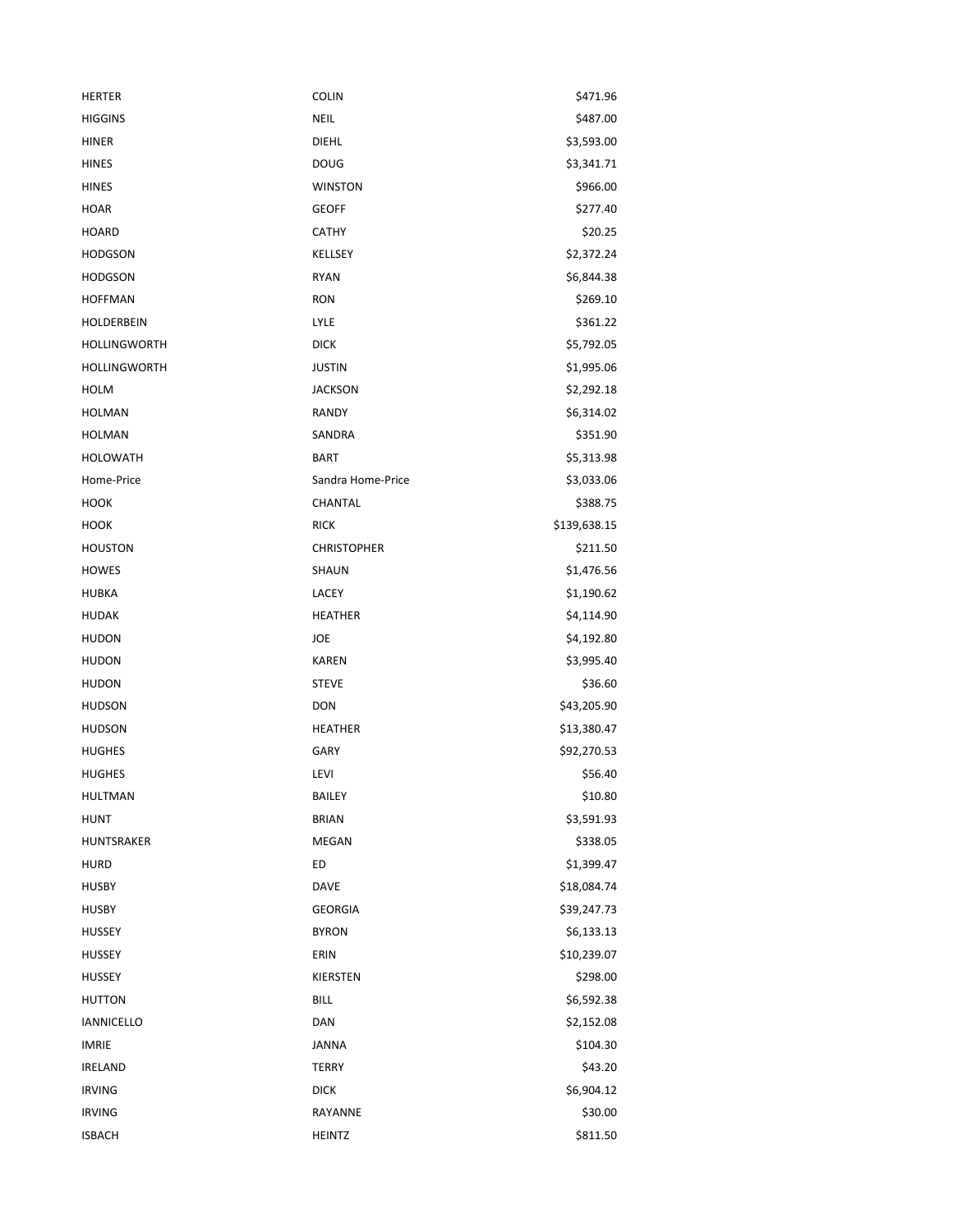| | | |
|---|---|---|
| HERTER | COLIN | $471.96 |
| HIGGINS | NEIL | $487.00 |
| HINER | DIEHL | $3,593.00 |
| HINES | DOUG | $3,341.71 |
| HINES | WINSTON | $966.00 |
| HOAR | GEOFF | $277.40 |
| HOARD | CATHY | $20.25 |
| HODGSON | KELLSEY | $2,372.24 |
| HODGSON | RYAN | $6,844.38 |
| HOFFMAN | RON | $269.10 |
| HOLDERBEIN | LYLE | $361.22 |
| HOLLINGWORTH | DICK | $5,792.05 |
| HOLLINGWORTH | JUSTIN | $1,995.06 |
| HOLM | JACKSON | $2,292.18 |
| HOLMAN | RANDY | $6,314.02 |
| HOLMAN | SANDRA | $351.90 |
| HOLOWATH | BART | $5,313.98 |
| Home-Price | Sandra Home-Price | $3,033.06 |
| HOOK | CHANTAL | $388.75 |
| HOOK | RICK | $139,638.15 |
| HOUSTON | CHRISTOPHER | $211.50 |
| HOWES | SHAUN | $1,476.56 |
| HUBKA | LACEY | $1,190.62 |
| HUDAK | HEATHER | $4,114.90 |
| HUDON | JOE | $4,192.80 |
| HUDON | KAREN | $3,995.40 |
| HUDON | STEVE | $36.60 |
| HUDSON | DON | $43,205.90 |
| HUDSON | HEATHER | $13,380.47 |
| HUGHES | GARY | $92,270.53 |
| HUGHES | LEVI | $56.40 |
| HULTMAN | BAILEY | $10.80 |
| HUNT | BRIAN | $3,591.93 |
| HUNTSRAKER | MEGAN | $338.05 |
| HURD | ED | $1,399.47 |
| HUSBY | DAVE | $18,084.74 |
| HUSBY | GEORGIA | $39,247.73 |
| HUSSEY | BYRON | $6,133.13 |
| HUSSEY | ERIN | $10,239.07 |
| HUSSEY | KIERSTEN | $298.00 |
| HUTTON | BILL | $6,592.38 |
| IANNICELLO | DAN | $2,152.08 |
| IMRIE | JANNA | $104.30 |
| IRELAND | TERRY | $43.20 |
| IRVING | DICK | $6,904.12 |
| IRVING | RAYANNE | $30.00 |
| ISBACH | HEINTZ | $811.50 |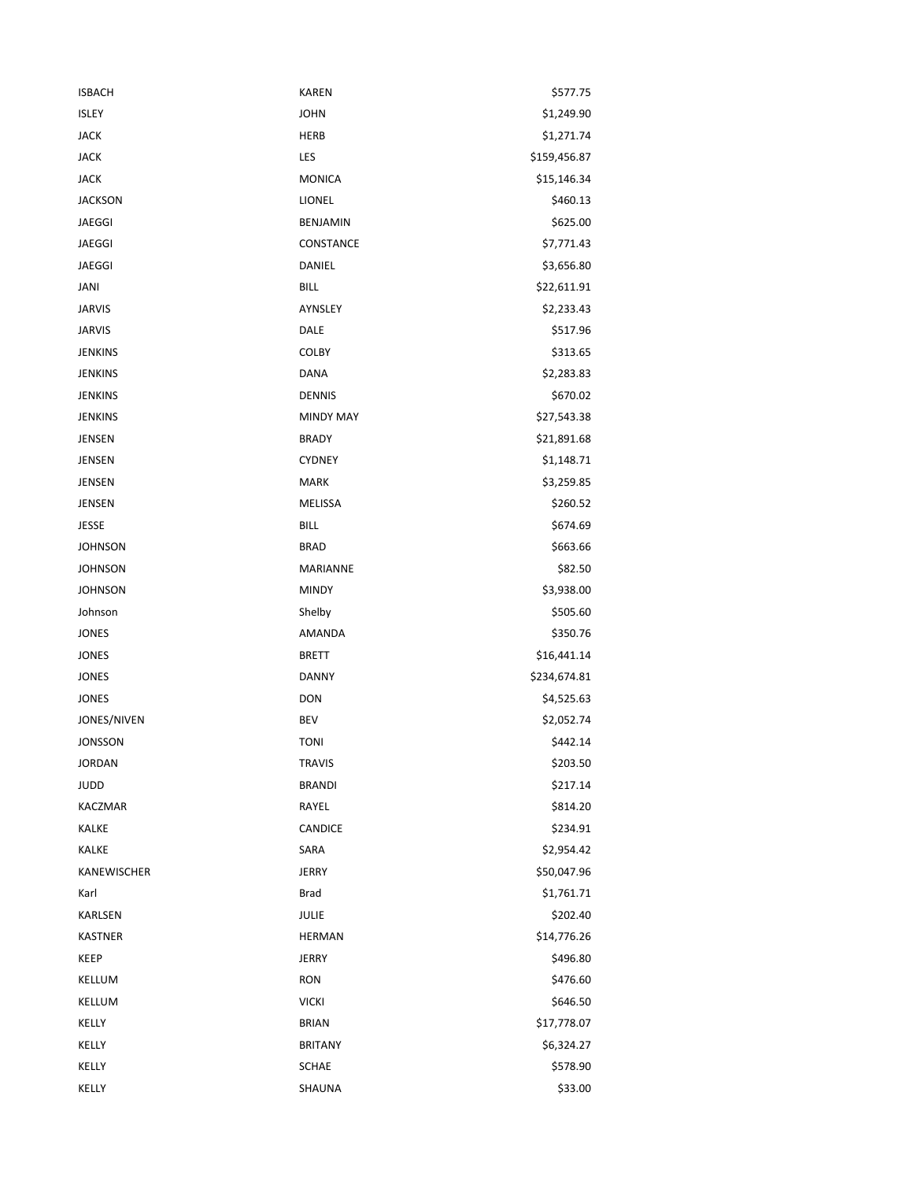| | | |
|---|---|---|
| ISBACH | KAREN | $577.75 |
| ISLEY | JOHN | $1,249.90 |
| JACK | HERB | $1,271.74 |
| JACK | LES | $159,456.87 |
| JACK | MONICA | $15,146.34 |
| JACKSON | LIONEL | $460.13 |
| JAEGGI | BENJAMIN | $625.00 |
| JAEGGI | CONSTANCE | $7,771.43 |
| JAEGGI | DANIEL | $3,656.80 |
| JANI | BILL | $22,611.91 |
| JARVIS | AYNSLEY | $2,233.43 |
| JARVIS | DALE | $517.96 |
| JENKINS | COLBY | $313.65 |
| JENKINS | DANA | $2,283.83 |
| JENKINS | DENNIS | $670.02 |
| JENKINS | MINDY MAY | $27,543.38 |
| JENSEN | BRADY | $21,891.68 |
| JENSEN | CYDNEY | $1,148.71 |
| JENSEN | MARK | $3,259.85 |
| JENSEN | MELISSA | $260.52 |
| JESSE | BILL | $674.69 |
| JOHNSON | BRAD | $663.66 |
| JOHNSON | MARIANNE | $82.50 |
| JOHNSON | MINDY | $3,938.00 |
| Johnson | Shelby | $505.60 |
| JONES | AMANDA | $350.76 |
| JONES | BRETT | $16,441.14 |
| JONES | DANNY | $234,674.81 |
| JONES | DON | $4,525.63 |
| JONES/NIVEN | BEV | $2,052.74 |
| JONSSON | TONI | $442.14 |
| JORDAN | TRAVIS | $203.50 |
| JUDD | BRANDI | $217.14 |
| KACZMAR | RAYEL | $814.20 |
| KALKE | CANDICE | $234.91 |
| KALKE | SARA | $2,954.42 |
| KANEWISCHER | JERRY | $50,047.96 |
| Karl | Brad | $1,761.71 |
| KARLSEN | JULIE | $202.40 |
| KASTNER | HERMAN | $14,776.26 |
| KEEP | JERRY | $496.80 |
| KELLUM | RON | $476.60 |
| KELLUM | VICKI | $646.50 |
| KELLY | BRIAN | $17,778.07 |
| KELLY | BRITANY | $6,324.27 |
| KELLY | SCHAE | $578.90 |
| KELLY | SHAUNA | $33.00 |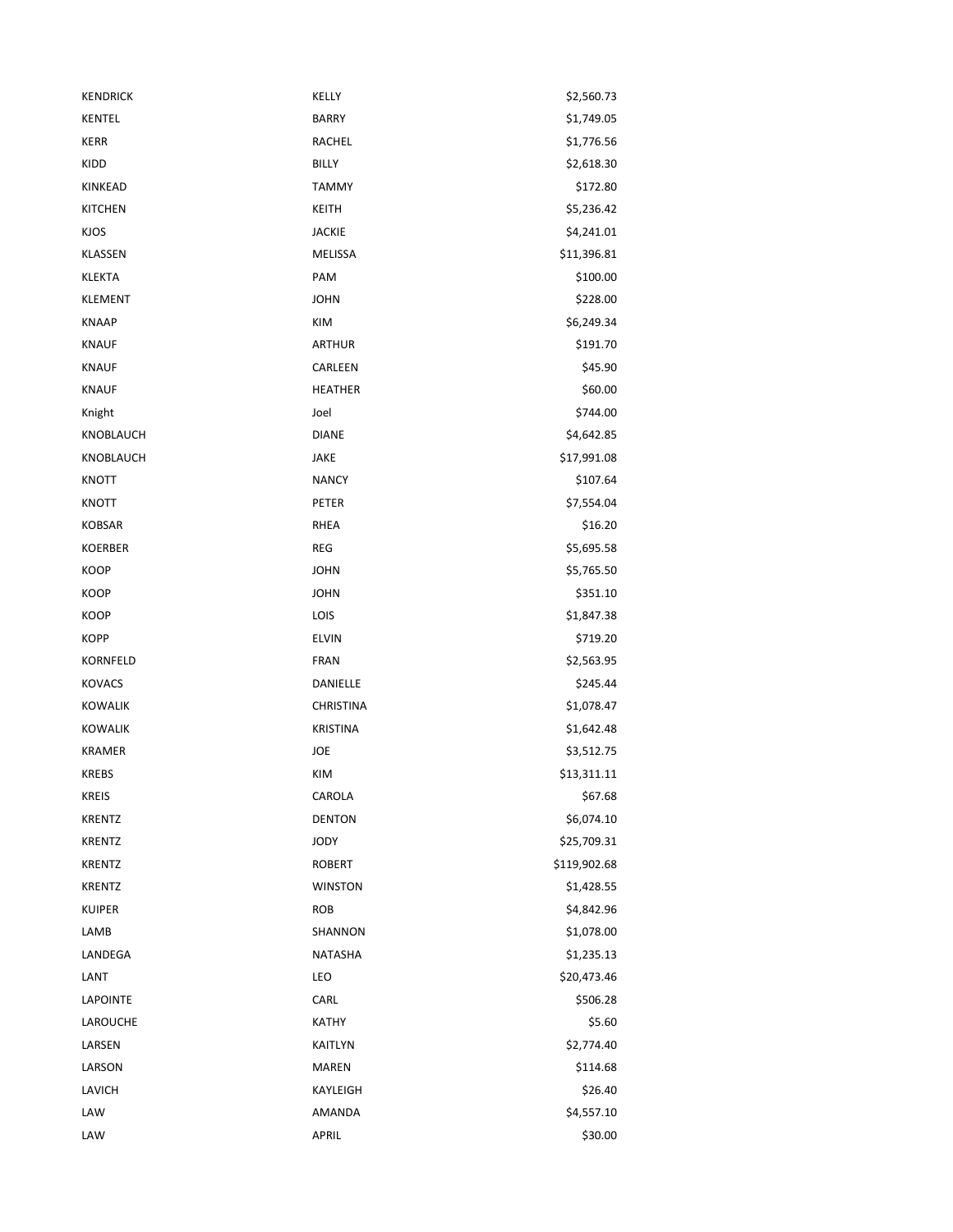| | | |
|---|---|---|
| KENDRICK | KELLY | $2,560.73 |
| KENTEL | BARRY | $1,749.05 |
| KERR | RACHEL | $1,776.56 |
| KIDD | BILLY | $2,618.30 |
| KINKEAD | TAMMY | $172.80 |
| KITCHEN | KEITH | $5,236.42 |
| KJOS | JACKIE | $4,241.01 |
| KLASSEN | MELISSA | $11,396.81 |
| KLEKTA | PAM | $100.00 |
| KLEMENT | JOHN | $228.00 |
| KNAAP | KIM | $6,249.34 |
| KNAUF | ARTHUR | $191.70 |
| KNAUF | CARLEEN | $45.90 |
| KNAUF | HEATHER | $60.00 |
| Knight | Joel | $744.00 |
| KNOBLAUCH | DIANE | $4,642.85 |
| KNOBLAUCH | JAKE | $17,991.08 |
| KNOTT | NANCY | $107.64 |
| KNOTT | PETER | $7,554.04 |
| KOBSAR | RHEA | $16.20 |
| KOERBER | REG | $5,695.58 |
| KOOP | JOHN | $5,765.50 |
| KOOP | JOHN | $351.10 |
| KOOP | LOIS | $1,847.38 |
| KOPP | ELVIN | $719.20 |
| KORNFELD | FRAN | $2,563.95 |
| KOVACS | DANIELLE | $245.44 |
| KOWALIK | CHRISTINA | $1,078.47 |
| KOWALIK | KRISTINA | $1,642.48 |
| KRAMER | JOE | $3,512.75 |
| KREBS | KIM | $13,311.11 |
| KREIS | CAROLA | $67.68 |
| KRENTZ | DENTON | $6,074.10 |
| KRENTZ | JODY | $25,709.31 |
| KRENTZ | ROBERT | $119,902.68 |
| KRENTZ | WINSTON | $1,428.55 |
| KUIPER | ROB | $4,842.96 |
| LAMB | SHANNON | $1,078.00 |
| LANDEGA | NATASHA | $1,235.13 |
| LANT | LEO | $20,473.46 |
| LAPOINTE | CARL | $506.28 |
| LAROUCHE | KATHY | $5.60 |
| LARSEN | KAITLYN | $2,774.40 |
| LARSON | MAREN | $114.68 |
| LAVICH | KAYLEIGH | $26.40 |
| LAW | AMANDA | $4,557.10 |
| LAW | APRIL | $30.00 |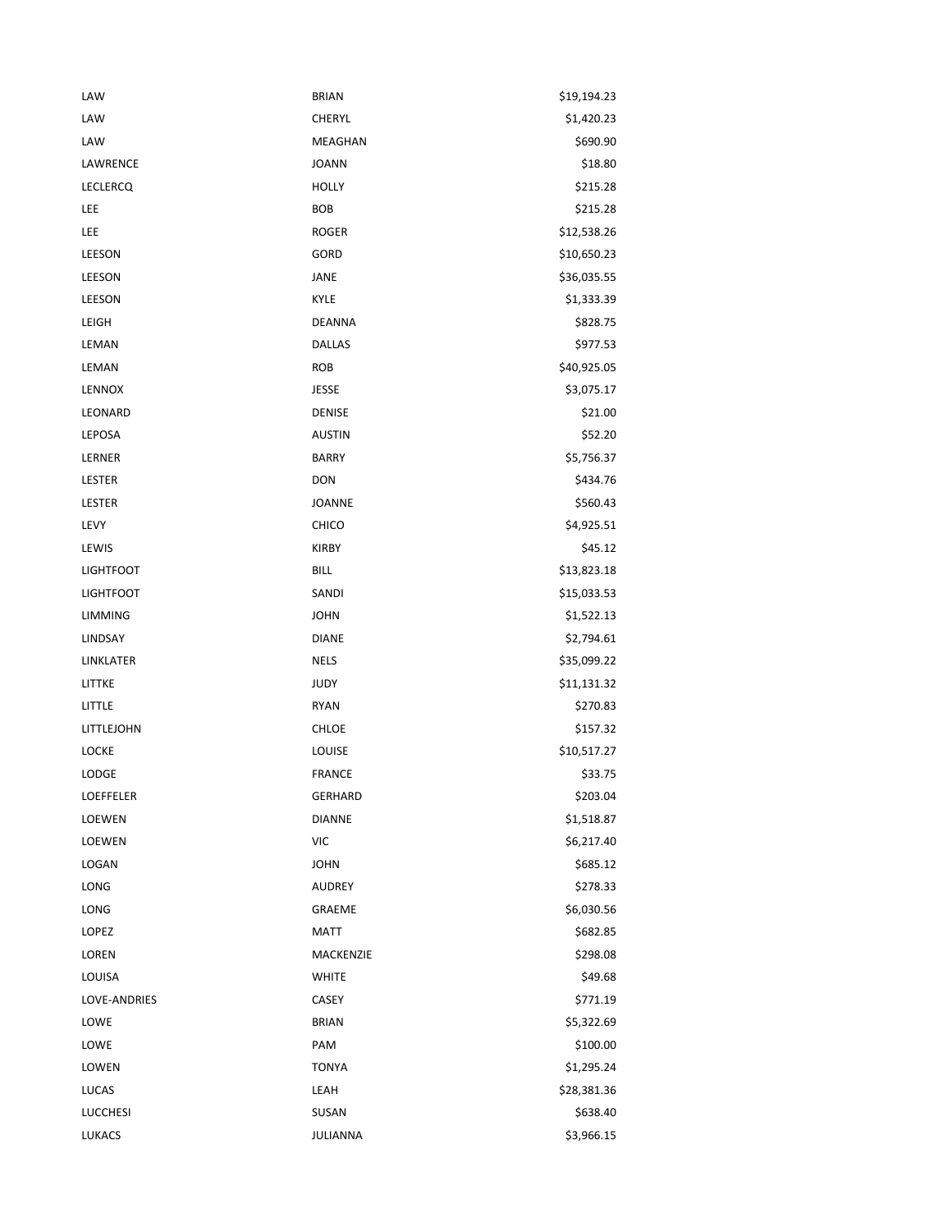| | | |
|---|---|---|
| LAW | BRIAN | $19,194.23 |
| LAW | CHERYL | $1,420.23 |
| LAW | MEAGHAN | $690.90 |
| LAWRENCE | JOANN | $18.80 |
| LECLERCQ | HOLLY | $215.28 |
| LEE | BOB | $215.28 |
| LEE | ROGER | $12,538.26 |
| LEESON | GORD | $10,650.23 |
| LEESON | JANE | $36,035.55 |
| LEESON | KYLE | $1,333.39 |
| LEIGH | DEANNA | $828.75 |
| LEMAN | DALLAS | $977.53 |
| LEMAN | ROB | $40,925.05 |
| LENNOX | JESSE | $3,075.17 |
| LEONARD | DENISE | $21.00 |
| LEPOSA | AUSTIN | $52.20 |
| LERNER | BARRY | $5,756.37 |
| LESTER | DON | $434.76 |
| LESTER | JOANNE | $560.43 |
| LEVY | CHICO | $4,925.51 |
| LEWIS | KIRBY | $45.12 |
| LIGHTFOOT | BILL | $13,823.18 |
| LIGHTFOOT | SANDI | $15,033.53 |
| LIMMING | JOHN | $1,522.13 |
| LINDSAY | DIANE | $2,794.61 |
| LINKLATER | NELS | $35,099.22 |
| LITTKE | JUDY | $11,131.32 |
| LITTLE | RYAN | $270.83 |
| LITTLEJOHN | CHLOE | $157.32 |
| LOCKE | LOUISE | $10,517.27 |
| LODGE | FRANCE | $33.75 |
| LOEFFELER | GERHARD | $203.04 |
| LOEWEN | DIANNE | $1,518.87 |
| LOEWEN | VIC | $6,217.40 |
| LOGAN | JOHN | $685.12 |
| LONG | AUDREY | $278.33 |
| LONG | GRAEME | $6,030.56 |
| LOPEZ | MATT | $682.85 |
| LOREN | MACKENZIE | $298.08 |
| LOUISA | WHITE | $49.68 |
| LOVE-ANDRIES | CASEY | $771.19 |
| LOWE | BRIAN | $5,322.69 |
| LOWE | PAM | $100.00 |
| LOWEN | TONYA | $1,295.24 |
| LUCAS | LEAH | $28,381.36 |
| LUCCHESI | SUSAN | $638.40 |
| LUKACS | JULIANNA | $3,966.15 |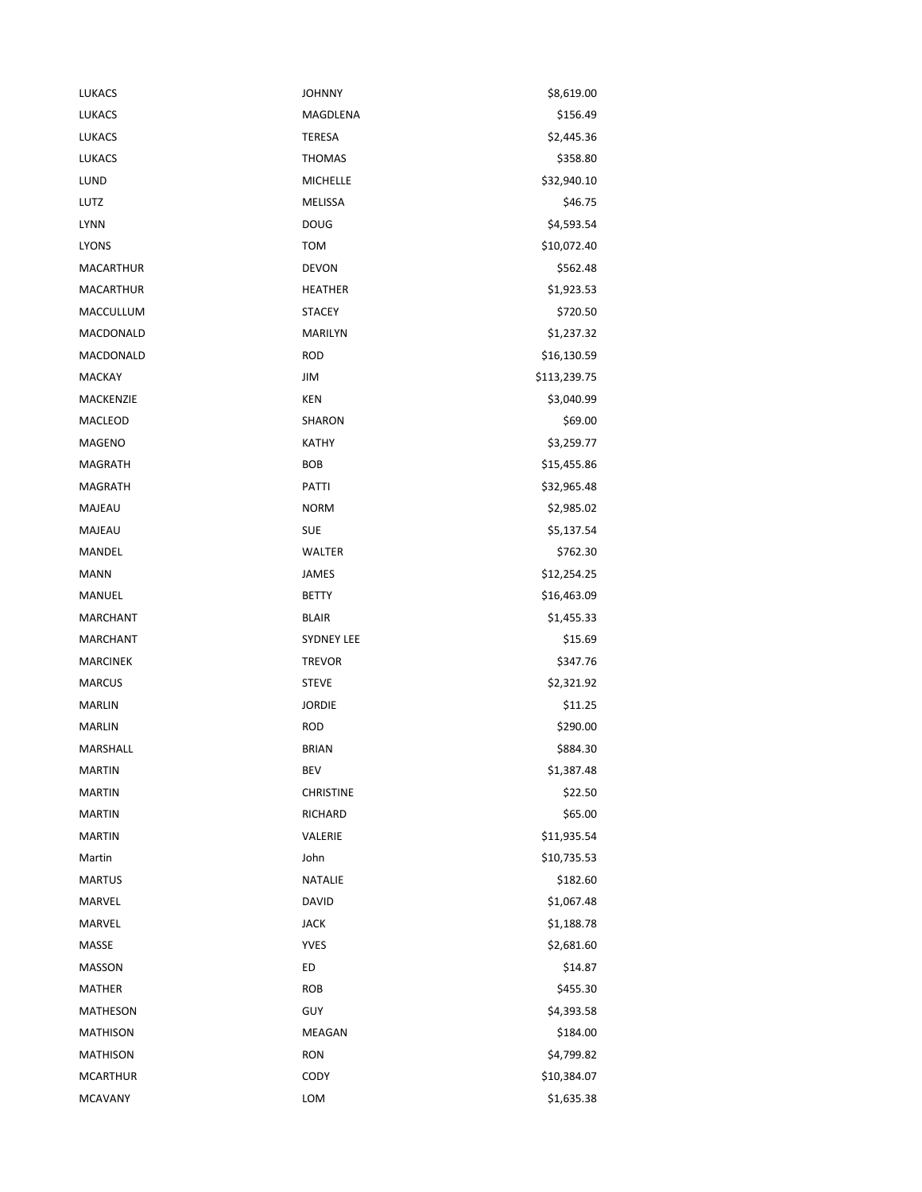| | | |
|---|---|---|
| LUKACS | JOHNNY | $8,619.00 |
| LUKACS | MAGDLENA | $156.49 |
| LUKACS | TERESA | $2,445.36 |
| LUKACS | THOMAS | $358.80 |
| LUND | MICHELLE | $32,940.10 |
| LUTZ | MELISSA | $46.75 |
| LYNN | DOUG | $4,593.54 |
| LYONS | TOM | $10,072.40 |
| MACARTHUR | DEVON | $562.48 |
| MACARTHUR | HEATHER | $1,923.53 |
| MACCULLUM | STACEY | $720.50 |
| MACDONALD | MARILYN | $1,237.32 |
| MACDONALD | ROD | $16,130.59 |
| MACKAY | JIM | $113,239.75 |
| MACKENZIE | KEN | $3,040.99 |
| MACLEOD | SHARON | $69.00 |
| MAGENO | KATHY | $3,259.77 |
| MAGRATH | BOB | $15,455.86 |
| MAGRATH | PATTI | $32,965.48 |
| MAJEAU | NORM | $2,985.02 |
| MAJEAU | SUE | $5,137.54 |
| MANDEL | WALTER | $762.30 |
| MANN | JAMES | $12,254.25 |
| MANUEL | BETTY | $16,463.09 |
| MARCHANT | BLAIR | $1,455.33 |
| MARCHANT | SYDNEY LEE | $15.69 |
| MARCINEK | TREVOR | $347.76 |
| MARCUS | STEVE | $2,321.92 |
| MARLIN | JORDIE | $11.25 |
| MARLIN | ROD | $290.00 |
| MARSHALL | BRIAN | $884.30 |
| MARTIN | BEV | $1,387.48 |
| MARTIN | CHRISTINE | $22.50 |
| MARTIN | RICHARD | $65.00 |
| MARTIN | VALERIE | $11,935.54 |
| Martin | John | $10,735.53 |
| MARTUS | NATALIE | $182.60 |
| MARVEL | DAVID | $1,067.48 |
| MARVEL | JACK | $1,188.78 |
| MASSE | YVES | $2,681.60 |
| MASSON | ED | $14.87 |
| MATHER | ROB | $455.30 |
| MATHESON | GUY | $4,393.58 |
| MATHISON | MEAGAN | $184.00 |
| MATHISON | RON | $4,799.82 |
| MCARTHUR | CODY | $10,384.07 |
| MCAVANY | LOM | $1,635.38 |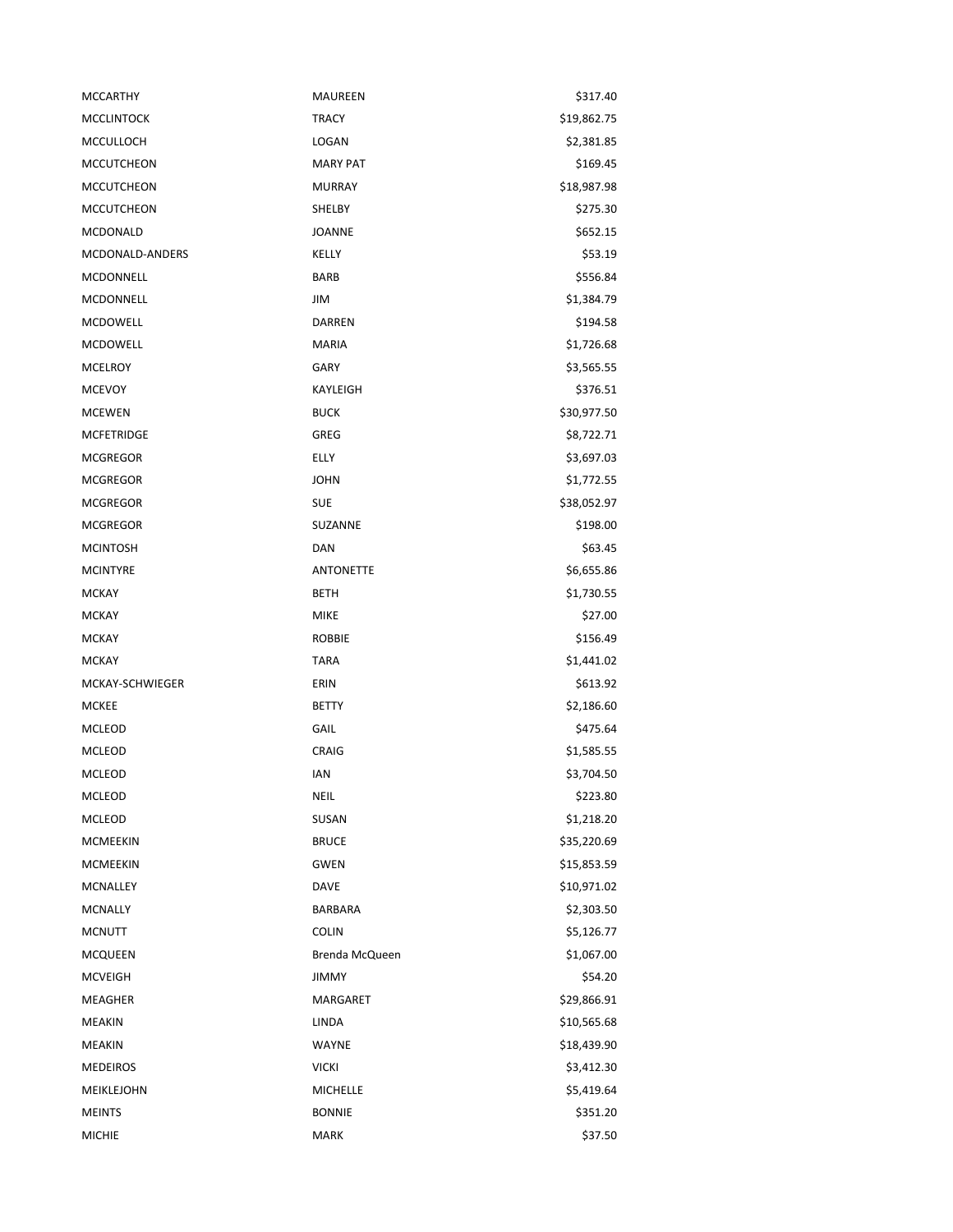| | | |
|---|---|---|
| MCCARTHY | MAUREEN | $317.40 |
| MCCLINTOCK | TRACY | $19,862.75 |
| MCCULLOCH | LOGAN | $2,381.85 |
| MCCUTCHEON | MARY PAT | $169.45 |
| MCCUTCHEON | MURRAY | $18,987.98 |
| MCCUTCHEON | SHELBY | $275.30 |
| MCDONALD | JOANNE | $652.15 |
| MCDONALD-ANDERS | KELLY | $53.19 |
| MCDONNELL | BARB | $556.84 |
| MCDONNELL | JIM | $1,384.79 |
| MCDOWELL | DARREN | $194.58 |
| MCDOWELL | MARIA | $1,726.68 |
| MCELROY | GARY | $3,565.55 |
| MCEVOY | KAYLEIGH | $376.51 |
| MCEWEN | BUCK | $30,977.50 |
| MCFETRIDGE | GREG | $8,722.71 |
| MCGREGOR | ELLY | $3,697.03 |
| MCGREGOR | JOHN | $1,772.55 |
| MCGREGOR | SUE | $38,052.97 |
| MCGREGOR | SUZANNE | $198.00 |
| MCINTOSH | DAN | $63.45 |
| MCINTYRE | ANTONETTE | $6,655.86 |
| MCKAY | BETH | $1,730.55 |
| MCKAY | MIKE | $27.00 |
| MCKAY | ROBBIE | $156.49 |
| MCKAY | TARA | $1,441.02 |
| MCKAY-SCHWIEGER | ERIN | $613.92 |
| MCKEE | BETTY | $2,186.60 |
| MCLEOD | GAIL | $475.64 |
| MCLEOD | CRAIG | $1,585.55 |
| MCLEOD | IAN | $3,704.50 |
| MCLEOD | NEIL | $223.80 |
| MCLEOD | SUSAN | $1,218.20 |
| MCMEEKIN | BRUCE | $35,220.69 |
| MCMEEKIN | GWEN | $15,853.59 |
| MCNALLEY | DAVE | $10,971.02 |
| MCNALLY | BARBARA | $2,303.50 |
| MCNUTT | COLIN | $5,126.77 |
| MCQUEEN | Brenda McQueen | $1,067.00 |
| MCVEIGH | JIMMY | $54.20 |
| MEAGHER | MARGARET | $29,866.91 |
| MEAKIN | LINDA | $10,565.68 |
| MEAKIN | WAYNE | $18,439.90 |
| MEDEIROS | VICKI | $3,412.30 |
| MEIKLEJOHN | MICHELLE | $5,419.64 |
| MEINTS | BONNIE | $351.20 |
| MICHIE | MARK | $37.50 |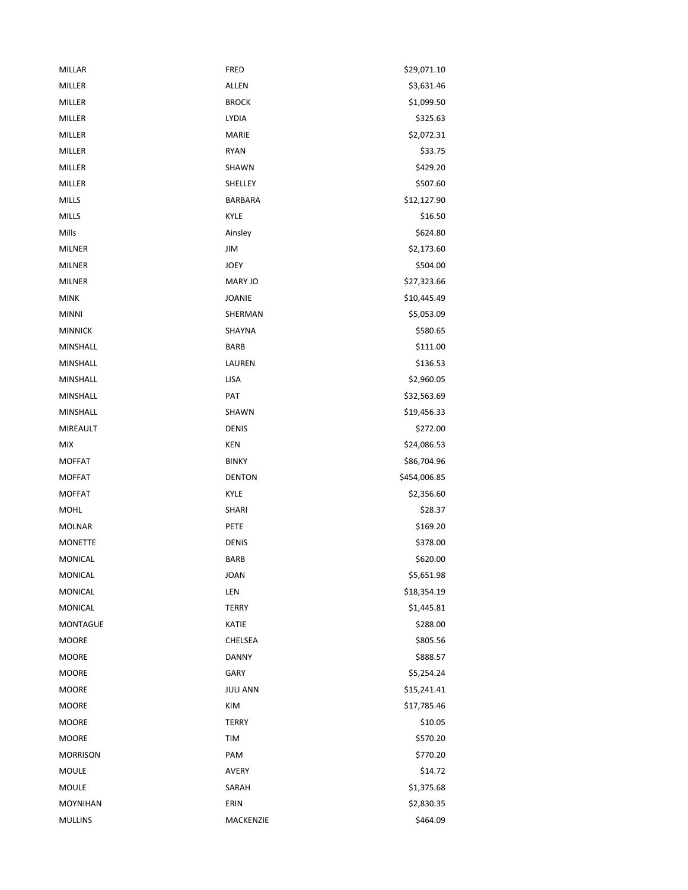| | | |
|---|---|---|
| MILLAR | FRED | $29,071.10 |
| MILLER | ALLEN | $3,631.46 |
| MILLER | BROCK | $1,099.50 |
| MILLER | LYDIA | $325.63 |
| MILLER | MARIE | $2,072.31 |
| MILLER | RYAN | $33.75 |
| MILLER | SHAWN | $429.20 |
| MILLER | SHELLEY | $507.60 |
| MILLS | BARBARA | $12,127.90 |
| MILLS | KYLE | $16.50 |
| Mills | Ainsley | $624.80 |
| MILNER | JIM | $2,173.60 |
| MILNER | JOEY | $504.00 |
| MILNER | MARY JO | $27,323.66 |
| MINK | JOANIE | $10,445.49 |
| MINNI | SHERMAN | $5,053.09 |
| MINNICK | SHAYNA | $580.65 |
| MINSHALL | BARB | $111.00 |
| MINSHALL | LAUREN | $136.53 |
| MINSHALL | LISA | $2,960.05 |
| MINSHALL | PAT | $32,563.69 |
| MINSHALL | SHAWN | $19,456.33 |
| MIREAULT | DENIS | $272.00 |
| MIX | KEN | $24,086.53 |
| MOFFAT | BINKY | $86,704.96 |
| MOFFAT | DENTON | $454,006.85 |
| MOFFAT | KYLE | $2,356.60 |
| MOHL | SHARI | $28.37 |
| MOLNAR | PETE | $169.20 |
| MONETTE | DENIS | $378.00 |
| MONICAL | BARB | $620.00 |
| MONICAL | JOAN | $5,651.98 |
| MONICAL | LEN | $18,354.19 |
| MONICAL | TERRY | $1,445.81 |
| MONTAGUE | KATIE | $288.00 |
| MOORE | CHELSEA | $805.56 |
| MOORE | DANNY | $888.57 |
| MOORE | GARY | $5,254.24 |
| MOORE | JULI ANN | $15,241.41 |
| MOORE | KIM | $17,785.46 |
| MOORE | TERRY | $10.05 |
| MOORE | TIM | $570.20 |
| MORRISON | PAM | $770.20 |
| MOULE | AVERY | $14.72 |
| MOULE | SARAH | $1,375.68 |
| MOYNIHAN | ERIN | $2,830.35 |
| MULLINS | MACKENZIE | $464.09 |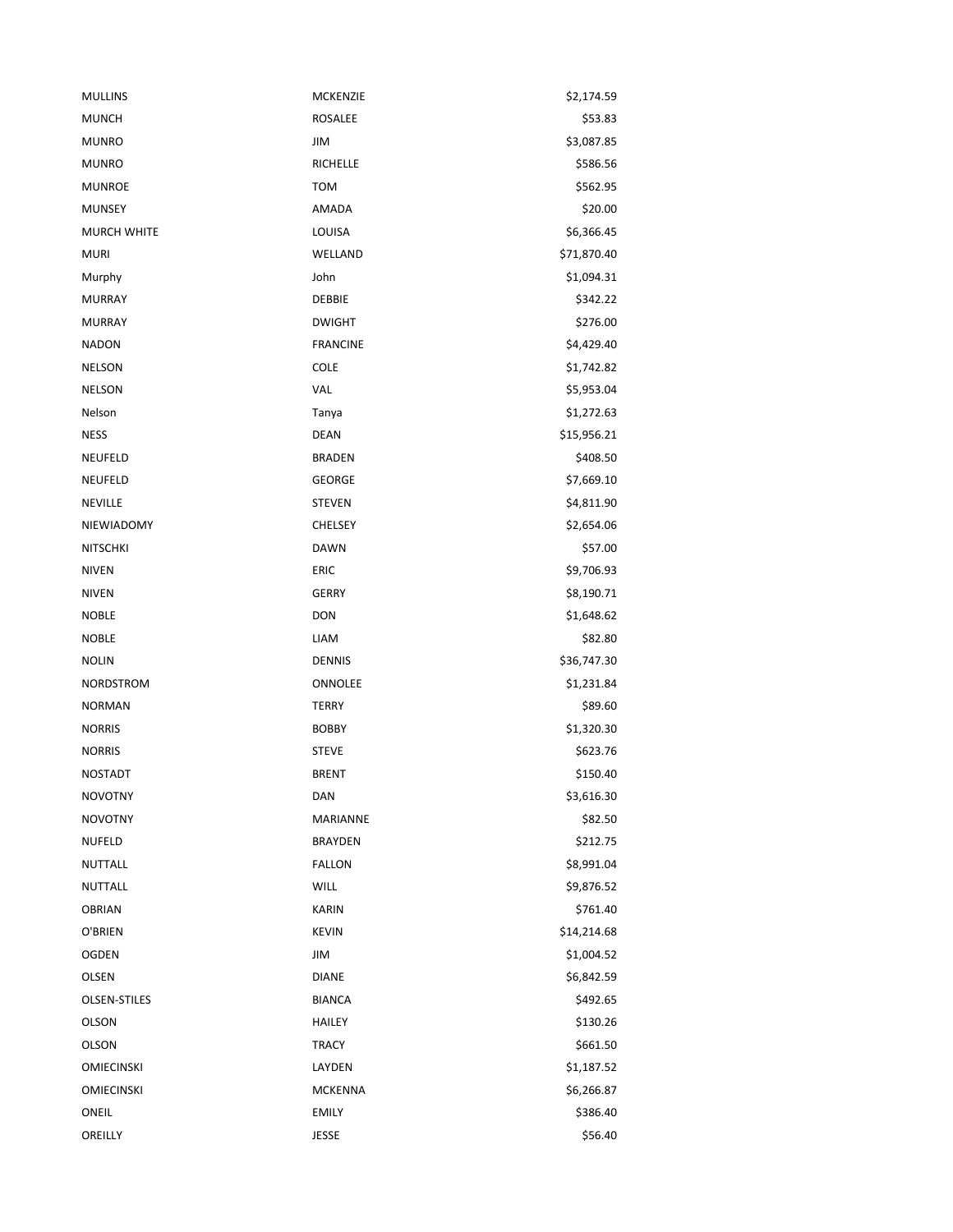| | | |
|---|---|---|
| MULLINS | MCKENZIE | $2,174.59 |
| MUNCH | ROSALEE | $53.83 |
| MUNRO | JIM | $3,087.85 |
| MUNRO | RICHELLE | $586.56 |
| MUNROE | TOM | $562.95 |
| MUNSEY | AMADA | $20.00 |
| MURCH WHITE | LOUISA | $6,366.45 |
| MURI | WELLAND | $71,870.40 |
| Murphy | John | $1,094.31 |
| MURRAY | DEBBIE | $342.22 |
| MURRAY | DWIGHT | $276.00 |
| NADON | FRANCINE | $4,429.40 |
| NELSON | COLE | $1,742.82 |
| NELSON | VAL | $5,953.04 |
| Nelson | Tanya | $1,272.63 |
| NESS | DEAN | $15,956.21 |
| NEUFELD | BRADEN | $408.50 |
| NEUFELD | GEORGE | $7,669.10 |
| NEVILLE | STEVEN | $4,811.90 |
| NIEWIADOMY | CHELSEY | $2,654.06 |
| NITSCHKI | DAWN | $57.00 |
| NIVEN | ERIC | $9,706.93 |
| NIVEN | GERRY | $8,190.71 |
| NOBLE | DON | $1,648.62 |
| NOBLE | LIAM | $82.80 |
| NOLIN | DENNIS | $36,747.30 |
| NORDSTROM | ONNOLEE | $1,231.84 |
| NORMAN | TERRY | $89.60 |
| NORRIS | BOBBY | $1,320.30 |
| NORRIS | STEVE | $623.76 |
| NOSTADT | BRENT | $150.40 |
| NOVOTNY | DAN | $3,616.30 |
| NOVOTNY | MARIANNE | $82.50 |
| NUFELD | BRAYDEN | $212.75 |
| NUTTALL | FALLON | $8,991.04 |
| NUTTALL | WILL | $9,876.52 |
| OBRIAN | KARIN | $761.40 |
| O'BRIEN | KEVIN | $14,214.68 |
| OGDEN | JIM | $1,004.52 |
| OLSEN | DIANE | $6,842.59 |
| OLSEN-STILES | BIANCA | $492.65 |
| OLSON | HAILEY | $130.26 |
| OLSON | TRACY | $661.50 |
| OMIECINSKI | LAYDEN | $1,187.52 |
| OMIECINSKI | MCKENNA | $6,266.87 |
| ONEIL | EMILY | $386.40 |
| OREILLY | JESSE | $56.40 |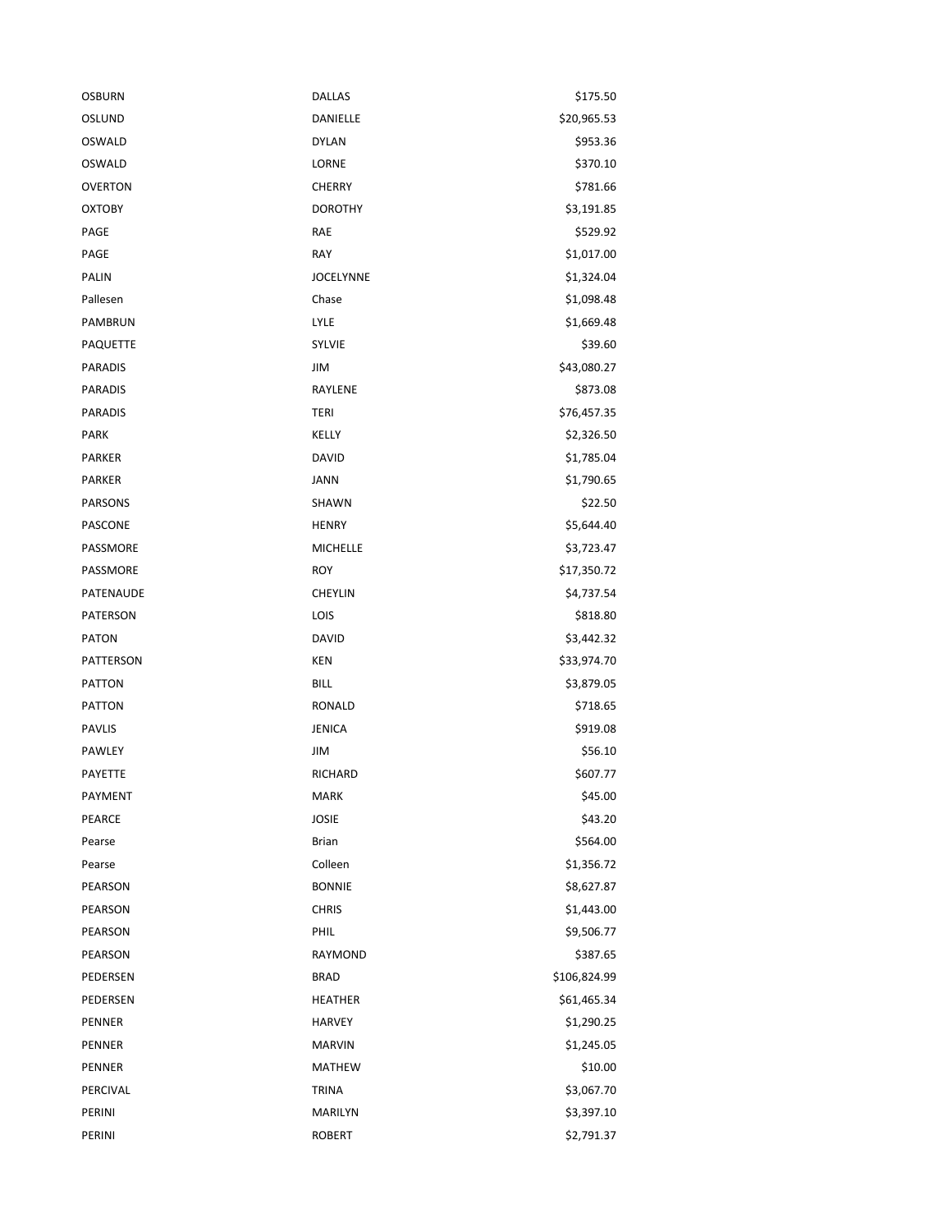| | | |
|---|---|---|
| OSBURN | DALLAS | $175.50 |
| OSLUND | DANIELLE | $20,965.53 |
| OSWALD | DYLAN | $953.36 |
| OSWALD | LORNE | $370.10 |
| OVERTON | CHERRY | $781.66 |
| OXTOBY | DOROTHY | $3,191.85 |
| PAGE | RAE | $529.92 |
| PAGE | RAY | $1,017.00 |
| PALIN | JOCELYNNE | $1,324.04 |
| Pallesen | Chase | $1,098.48 |
| PAMBRUN | LYLE | $1,669.48 |
| PAQUETTE | SYLVIE | $39.60 |
| PARADIS | JIM | $43,080.27 |
| PARADIS | RAYLENE | $873.08 |
| PARADIS | TERI | $76,457.35 |
| PARK | KELLY | $2,326.50 |
| PARKER | DAVID | $1,785.04 |
| PARKER | JANN | $1,790.65 |
| PARSONS | SHAWN | $22.50 |
| PASCONE | HENRY | $5,644.40 |
| PASSMORE | MICHELLE | $3,723.47 |
| PASSMORE | ROY | $17,350.72 |
| PATENAUDE | CHEYLIN | $4,737.54 |
| PATERSON | LOIS | $818.80 |
| PATON | DAVID | $3,442.32 |
| PATTERSON | KEN | $33,974.70 |
| PATTON | BILL | $3,879.05 |
| PATTON | RONALD | $718.65 |
| PAVLIS | JENICA | $919.08 |
| PAWLEY | JIM | $56.10 |
| PAYETTE | RICHARD | $607.77 |
| PAYMENT | MARK | $45.00 |
| PEARCE | JOSIE | $43.20 |
| Pearse | Brian | $564.00 |
| Pearse | Colleen | $1,356.72 |
| PEARSON | BONNIE | $8,627.87 |
| PEARSON | CHRIS | $1,443.00 |
| PEARSON | PHIL | $9,506.77 |
| PEARSON | RAYMOND | $387.65 |
| PEDERSEN | BRAD | $106,824.99 |
| PEDERSEN | HEATHER | $61,465.34 |
| PENNER | HARVEY | $1,290.25 |
| PENNER | MARVIN | $1,245.05 |
| PENNER | MATHEW | $10.00 |
| PERCIVAL | TRINA | $3,067.70 |
| PERINI | MARILYN | $3,397.10 |
| PERINI | ROBERT | $2,791.37 |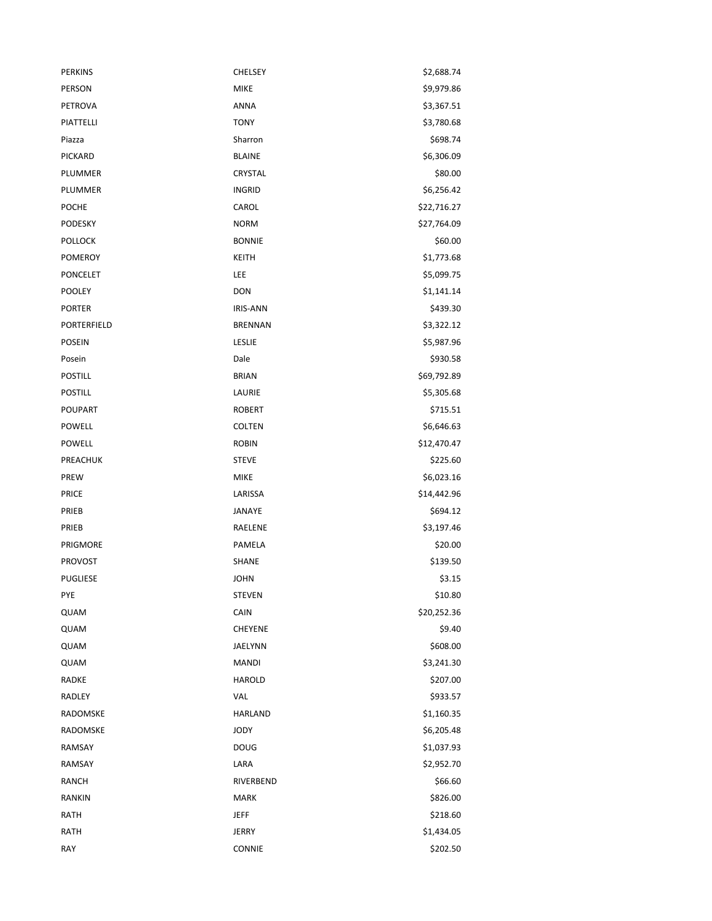| | | |
|---|---|---|
| PERKINS | CHELSEY | \$2,688.74 |
| PERSON | MIKE | \$9,979.86 |
| PETROVA | ANNA | \$3,367.51 |
| PIATTELLI | TONY | \$3,780.68 |
| Piazza | Sharron | \$698.74 |
| PICKARD | BLAINE | \$6,306.09 |
| PLUMMER | CRYSTAL | \$80.00 |
| PLUMMER | INGRID | \$6,256.42 |
| POCHE | CAROL | \$22,716.27 |
| PODESKY | NORM | \$27,764.09 |
| POLLOCK | BONNIE | \$60.00 |
| POMEROY | KEITH | \$1,773.68 |
| PONCELET | LEE | \$5,099.75 |
| POOLEY | DON | \$1,141.14 |
| PORTER | IRIS-ANN | \$439.30 |
| PORTERFIELD | BRENNAN | \$3,322.12 |
| POSEIN | LESLIE | \$5,987.96 |
| Posein | Dale | \$930.58 |
| POSTILL | BRIAN | \$69,792.89 |
| POSTILL | LAURIE | \$5,305.68 |
| POUPART | ROBERT | \$715.51 |
| POWELL | COLTEN | \$6,646.63 |
| POWELL | ROBIN | \$12,470.47 |
| PREACHUK | STEVE | \$225.60 |
| PREW | MIKE | \$6,023.16 |
| PRICE | LARISSA | \$14,442.96 |
| PRIEB | JANAYE | \$694.12 |
| PRIEB | RAELENE | \$3,197.46 |
| PRIGMORE | PAMELA | \$20.00 |
| PROVOST | SHANE | \$139.50 |
| PUGLIESE | JOHN | \$3.15 |
| PYE | STEVEN | \$10.80 |
| QUAM | CAIN | \$20,252.36 |
| QUAM | CHEYENE | \$9.40 |
| QUAM | JAELYNN | \$608.00 |
| QUAM | MANDI | \$3,241.30 |
| RADKE | HAROLD | \$207.00 |
| RADLEY | VAL | \$933.57 |
| RADOMSKE | HARLAND | \$1,160.35 |
| RADOMSKE | JODY | \$6,205.48 |
| RAMSAY | DOUG | \$1,037.93 |
| RAMSAY | LARA | \$2,952.70 |
| RANCH | RIVERBEND | \$66.60 |
| RANKIN | MARK | \$826.00 |
| RATH | JEFF | \$218.60 |
| RATH | JERRY | \$1,434.05 |
| RAY | CONNIE | \$202.50 |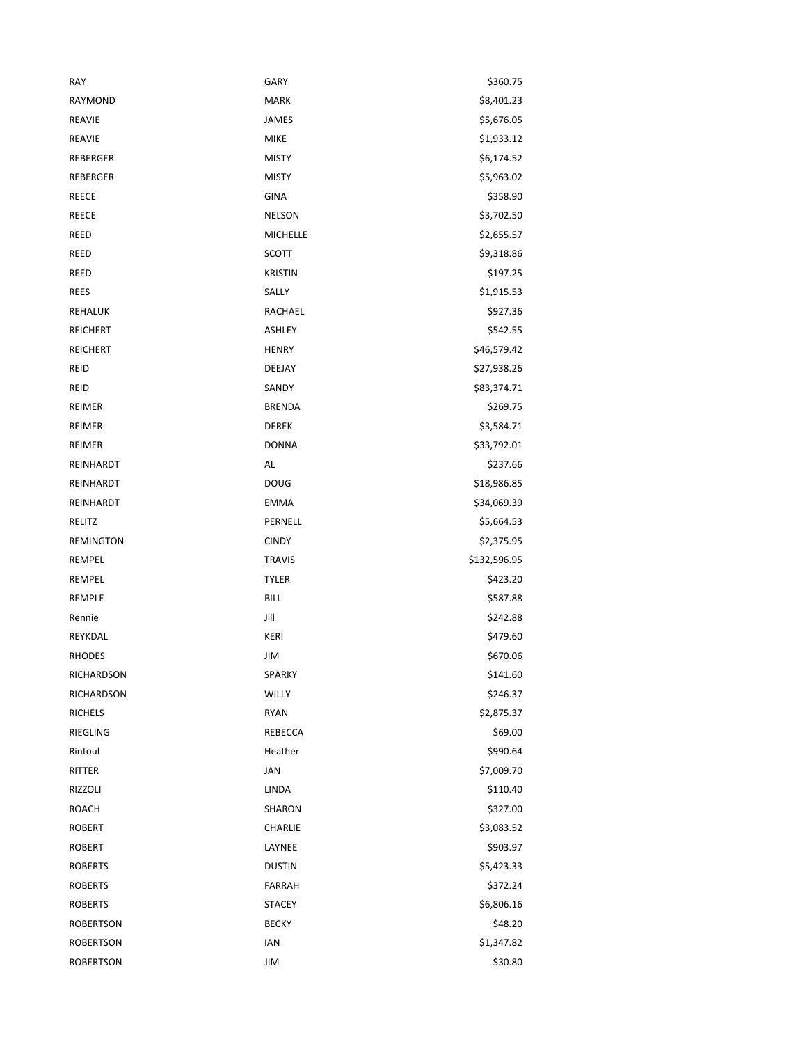| | | |
|---|---|---|
| RAY | GARY | $360.75 |
| RAYMOND | MARK | $8,401.23 |
| REAVIE | JAMES | $5,676.05 |
| REAVIE | MIKE | $1,933.12 |
| REBERGER | MISTY | $6,174.52 |
| REBERGER | MISTY | $5,963.02 |
| REECE | GINA | $358.90 |
| REECE | NELSON | $3,702.50 |
| REED | MICHELLE | $2,655.57 |
| REED | SCOTT | $9,318.86 |
| REED | KRISTIN | $197.25 |
| REES | SALLY | $1,915.53 |
| REHALUK | RACHAEL | $927.36 |
| REICHERT | ASHLEY | $542.55 |
| REICHERT | HENRY | $46,579.42 |
| REID | DEEJAY | $27,938.26 |
| REID | SANDY | $83,374.71 |
| REIMER | BRENDA | $269.75 |
| REIMER | DEREK | $3,584.71 |
| REIMER | DONNA | $33,792.01 |
| REINHARDT | AL | $237.66 |
| REINHARDT | DOUG | $18,986.85 |
| REINHARDT | EMMA | $34,069.39 |
| RELITZ | PERNELL | $5,664.53 |
| REMINGTON | CINDY | $2,375.95 |
| REMPEL | TRAVIS | $132,596.95 |
| REMPEL | TYLER | $423.20 |
| REMPLE | BILL | $587.88 |
| Rennie | Jill | $242.88 |
| REYKDAL | KERI | $479.60 |
| RHODES | JIM | $670.06 |
| RICHARDSON | SPARKY | $141.60 |
| RICHARDSON | WILLY | $246.37 |
| RICHELS | RYAN | $2,875.37 |
| RIEGLING | REBECCA | $69.00 |
| Rintoul | Heather | $990.64 |
| RITTER | JAN | $7,009.70 |
| RIZZOLI | LINDA | $110.40 |
| ROACH | SHARON | $327.00 |
| ROBERT | CHARLIE | $3,083.52 |
| ROBERT | LAYNEE | $903.97 |
| ROBERTS | DUSTIN | $5,423.33 |
| ROBERTS | FARRAH | $372.24 |
| ROBERTS | STACEY | $6,806.16 |
| ROBERTSON | BECKY | $48.20 |
| ROBERTSON | IAN | $1,347.82 |
| ROBERTSON | JIM | $30.80 |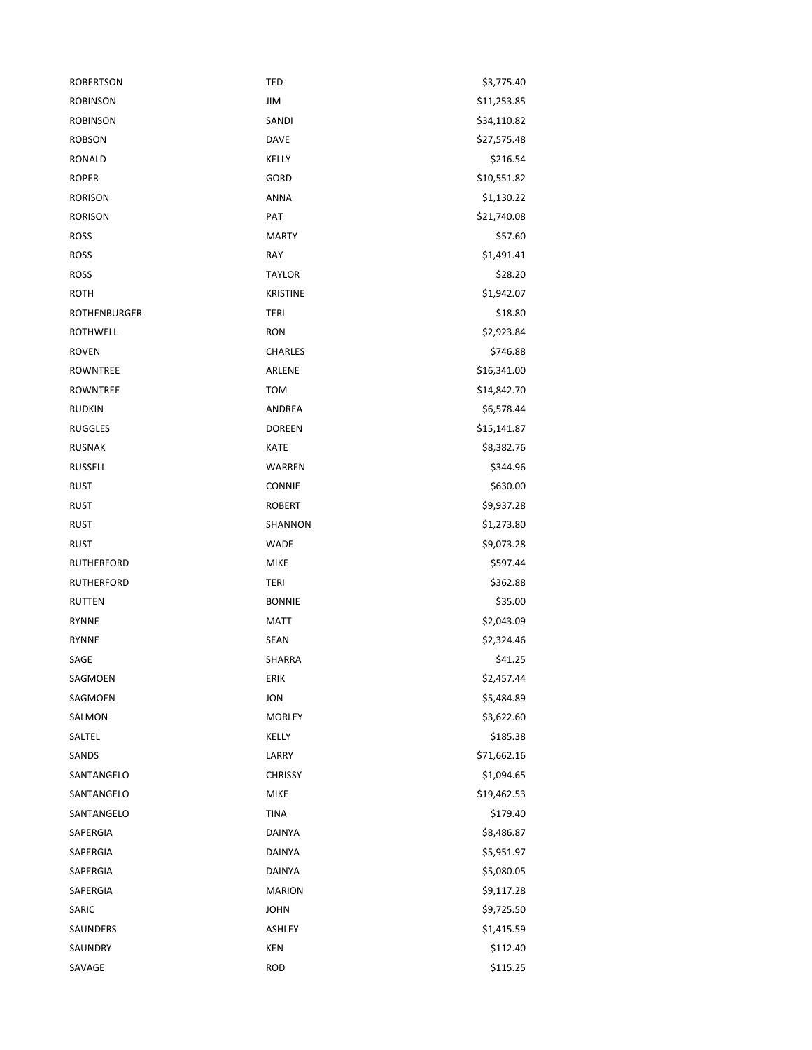| | | |
|---|---|---|
| ROBERTSON | TED | $3,775.40 |
| ROBINSON | JIM | $11,253.85 |
| ROBINSON | SANDI | $34,110.82 |
| ROBSON | DAVE | $27,575.48 |
| RONALD | KELLY | $216.54 |
| ROPER | GORD | $10,551.82 |
| RORISON | ANNA | $1,130.22 |
| RORISON | PAT | $21,740.08 |
| ROSS | MARTY | $57.60 |
| ROSS | RAY | $1,491.41 |
| ROSS | TAYLOR | $28.20 |
| ROTH | KRISTINE | $1,942.07 |
| ROTHENBURGER | TERI | $18.80 |
| ROTHWELL | RON | $2,923.84 |
| ROVEN | CHARLES | $746.88 |
| ROWNTREE | ARLENE | $16,341.00 |
| ROWNTREE | TOM | $14,842.70 |
| RUDKIN | ANDREA | $6,578.44 |
| RUGGLES | DOREEN | $15,141.87 |
| RUSNAK | KATE | $8,382.76 |
| RUSSELL | WARREN | $344.96 |
| RUST | CONNIE | $630.00 |
| RUST | ROBERT | $9,937.28 |
| RUST | SHANNON | $1,273.80 |
| RUST | WADE | $9,073.28 |
| RUTHERFORD | MIKE | $597.44 |
| RUTHERFORD | TERI | $362.88 |
| RUTTEN | BONNIE | $35.00 |
| RYNNE | MATT | $2,043.09 |
| RYNNE | SEAN | $2,324.46 |
| SAGE | SHARRA | $41.25 |
| SAGMOEN | ERIK | $2,457.44 |
| SAGMOEN | JON | $5,484.89 |
| SALMON | MORLEY | $3,622.60 |
| SALTEL | KELLY | $185.38 |
| SANDS | LARRY | $71,662.16 |
| SANTANGELO | CHRISSY | $1,094.65 |
| SANTANGELO | MIKE | $19,462.53 |
| SANTANGELO | TINA | $179.40 |
| SAPERGIA | DAINYA | $8,486.87 |
| SAPERGIA | DAINYA | $5,951.97 |
| SAPERGIA | DAINYA | $5,080.05 |
| SAPERGIA | MARION | $9,117.28 |
| SARIC | JOHN | $9,725.50 |
| SAUNDERS | ASHLEY | $1,415.59 |
| SAUNDRY | KEN | $112.40 |
| SAVAGE | ROD | $115.25 |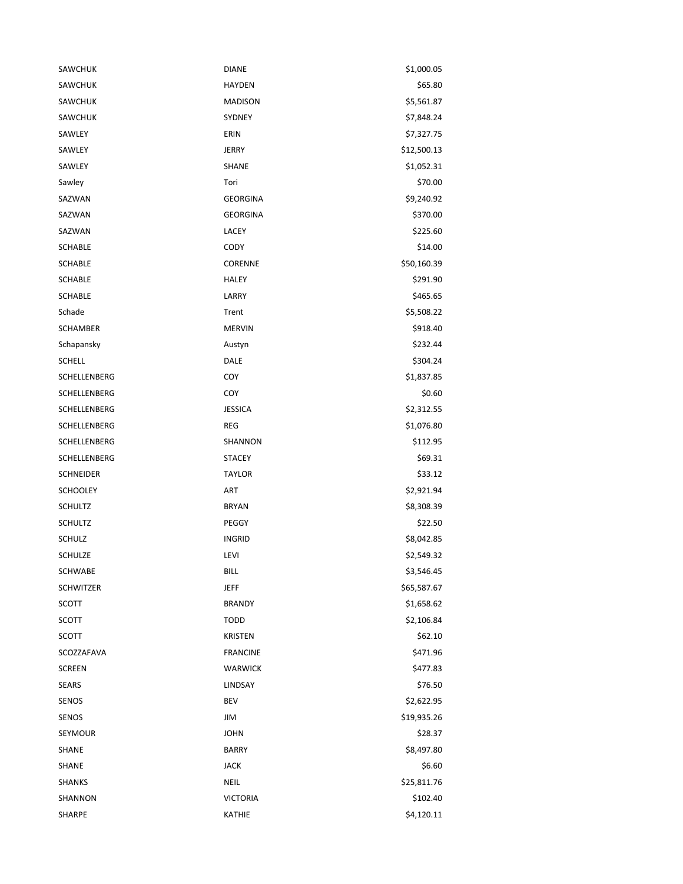| | | |
|---|---|---|
| SAWCHUK | DIANE | $1,000.05 |
| SAWCHUK | HAYDEN | $65.80 |
| SAWCHUK | MADISON | $5,561.87 |
| SAWCHUK | SYDNEY | $7,848.24 |
| SAWLEY | ERIN | $7,327.75 |
| SAWLEY | JERRY | $12,500.13 |
| SAWLEY | SHANE | $1,052.31 |
| Sawley | Tori | $70.00 |
| SAZWAN | GEORGINA | $9,240.92 |
| SAZWAN | GEORGINA | $370.00 |
| SAZWAN | LACEY | $225.60 |
| SCHABLE | CODY | $14.00 |
| SCHABLE | CORENNE | $50,160.39 |
| SCHABLE | HALEY | $291.90 |
| SCHABLE | LARRY | $465.65 |
| Schade | Trent | $5,508.22 |
| SCHAMBER | MERVIN | $918.40 |
| Schapansky | Austyn | $232.44 |
| SCHELL | DALE | $304.24 |
| SCHELLENBERG | COY | $1,837.85 |
| SCHELLENBERG | COY | $0.60 |
| SCHELLENBERG | JESSICA | $2,312.55 |
| SCHELLENBERG | REG | $1,076.80 |
| SCHELLENBERG | SHANNON | $112.95 |
| SCHELLENBERG | STACEY | $69.31 |
| SCHNEIDER | TAYLOR | $33.12 |
| SCHOOLEY | ART | $2,921.94 |
| SCHULTZ | BRYAN | $8,308.39 |
| SCHULTZ | PEGGY | $22.50 |
| SCHULZ | INGRID | $8,042.85 |
| SCHULZE | LEVI | $2,549.32 |
| SCHWABE | BILL | $3,546.45 |
| SCHWITZER | JEFF | $65,587.67 |
| SCOTT | BRANDY | $1,658.62 |
| SCOTT | TODD | $2,106.84 |
| SCOTT | KRISTEN | $62.10 |
| SCOZZAFAVA | FRANCINE | $471.96 |
| SCREEN | WARWICK | $477.83 |
| SEARS | LINDSAY | $76.50 |
| SENOS | BEV | $2,622.95 |
| SENOS | JIM | $19,935.26 |
| SEYMOUR | JOHN | $28.37 |
| SHANE | BARRY | $8,497.80 |
| SHANE | JACK | $6.60 |
| SHANKS | NEIL | $25,811.76 |
| SHANNON | VICTORIA | $102.40 |
| SHARPE | KATHIE | $4,120.11 |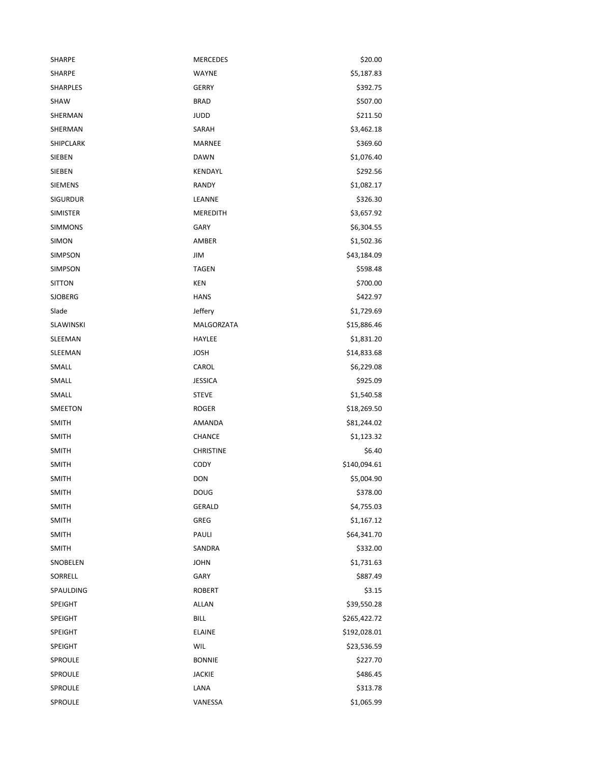| | | |
|---|---|---|
| SHARPE | MERCEDES | $20.00 |
| SHARPE | WAYNE | $5,187.83 |
| SHARPLES | GERRY | $392.75 |
| SHAW | BRAD | $507.00 |
| SHERMAN | JUDD | $211.50 |
| SHERMAN | SARAH | $3,462.18 |
| SHIPCLARK | MARNEE | $369.60 |
| SIEBEN | DAWN | $1,076.40 |
| SIEBEN | KENDAYL | $292.56 |
| SIEMENS | RANDY | $1,082.17 |
| SIGURDUR | LEANNE | $326.30 |
| SIMISTER | MEREDITH | $3,657.92 |
| SIMMONS | GARY | $6,304.55 |
| SIMON | AMBER | $1,502.36 |
| SIMPSON | JIM | $43,184.09 |
| SIMPSON | TAGEN | $598.48 |
| SITTON | KEN | $700.00 |
| SJOBERG | HANS | $422.97 |
| Slade | Jeffery | $1,729.69 |
| SLAWINSKI | MALGORZATA | $15,886.46 |
| SLEEMAN | HAYLEE | $1,831.20 |
| SLEEMAN | JOSH | $14,833.68 |
| SMALL | CAROL | $6,229.08 |
| SMALL | JESSICA | $925.09 |
| SMALL | STEVE | $1,540.58 |
| SMEETON | ROGER | $18,269.50 |
| SMITH | AMANDA | $81,244.02 |
| SMITH | CHANCE | $1,123.32 |
| SMITH | CHRISTINE | $6.40 |
| SMITH | CODY | $140,094.61 |
| SMITH | DON | $5,004.90 |
| SMITH | DOUG | $378.00 |
| SMITH | GERALD | $4,755.03 |
| SMITH | GREG | $1,167.12 |
| SMITH | PAULI | $64,341.70 |
| SMITH | SANDRA | $332.00 |
| SNOBELEN | JOHN | $1,731.63 |
| SORRELL | GARY | $887.49 |
| SPAULDING | ROBERT | $3.15 |
| SPEIGHT | ALLAN | $39,550.28 |
| SPEIGHT | BILL | $265,422.72 |
| SPEIGHT | ELAINE | $192,028.01 |
| SPEIGHT | WIL | $23,536.59 |
| SPROULE | BONNIE | $227.70 |
| SPROULE | JACKIE | $486.45 |
| SPROULE | LANA | $313.78 |
| SPROULE | VANESSA | $1,065.99 |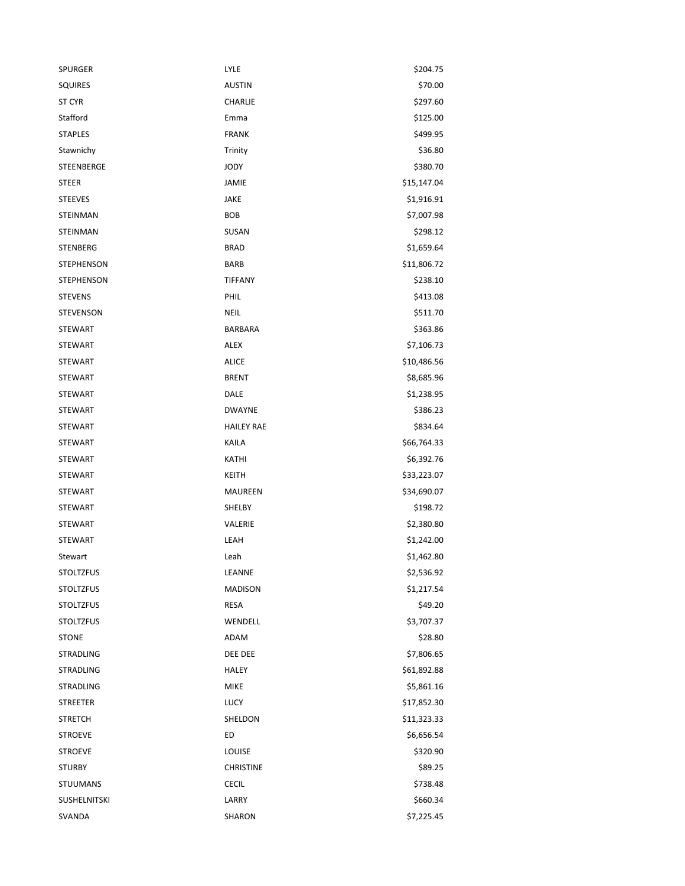| | | |
|---|---|---|
| SPURGER | LYLE | $204.75 |
| SQUIRES | AUSTIN | $70.00 |
| ST CYR | CHARLIE | $297.60 |
| Stafford | Emma | $125.00 |
| STAPLES | FRANK | $499.95 |
| Stawnichy | Trinity | $36.80 |
| STEENBERGE | JODY | $380.70 |
| STEER | JAMIE | $15,147.04 |
| STEEVES | JAKE | $1,916.91 |
| STEINMAN | BOB | $7,007.98 |
| STEINMAN | SUSAN | $298.12 |
| STENBERG | BRAD | $1,659.64 |
| STEPHENSON | BARB | $11,806.72 |
| STEPHENSON | TIFFANY | $238.10 |
| STEVENS | PHIL | $413.08 |
| STEVENSON | NEIL | $511.70 |
| STEWART | BARBARA | $363.86 |
| STEWART | ALEX | $7,106.73 |
| STEWART | ALICE | $10,486.56 |
| STEWART | BRENT | $8,685.96 |
| STEWART | DALE | $1,238.95 |
| STEWART | DWAYNE | $386.23 |
| STEWART | HAILEY RAE | $834.64 |
| STEWART | KAILA | $66,764.33 |
| STEWART | KATHI | $6,392.76 |
| STEWART | KEITH | $33,223.07 |
| STEWART | MAUREEN | $34,690.07 |
| STEWART | SHELBY | $198.72 |
| STEWART | VALERIE | $2,380.80 |
| STEWART | LEAH | $1,242.00 |
| Stewart | Leah | $1,462.80 |
| STOLTZFUS | LEANNE | $2,536.92 |
| STOLTZFUS | MADISON | $1,217.54 |
| STOLTZFUS | RESA | $49.20 |
| STOLTZFUS | WENDELL | $3,707.37 |
| STONE | ADAM | $28.80 |
| STRADLING | DEE DEE | $7,806.65 |
| STRADLING | HALEY | $61,892.88 |
| STRADLING | MIKE | $5,861.16 |
| STREETER | LUCY | $17,852.30 |
| STRETCH | SHELDON | $11,323.33 |
| STROEVE | ED | $6,656.54 |
| STROEVE | LOUISE | $320.90 |
| STURBY | CHRISTINE | $89.25 |
| STUUMANS | CECIL | $738.48 |
| SUSHELNITSKI | LARRY | $660.34 |
| SVANDA | SHARON | $7,225.45 |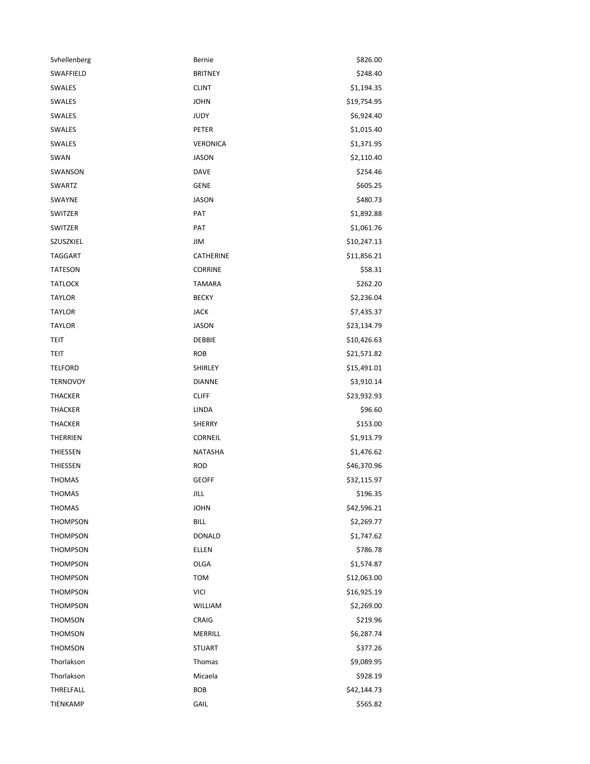| | | |
|---|---|---|
| Svhellenberg | Bernie | $826.00 |
| SWAFFIELD | BRITNEY | $248.40 |
| SWALES | CLINT | $1,194.35 |
| SWALES | JOHN | $19,754.95 |
| SWALES | JUDY | $6,924.40 |
| SWALES | PETER | $1,015.40 |
| SWALES | VERONICA | $1,371.95 |
| SWAN | JASON | $2,110.40 |
| SWANSON | DAVE | $254.46 |
| SWARTZ | GENE | $605.25 |
| SWAYNE | JASON | $480.73 |
| SWITZER | PAT | $1,892.88 |
| SWITZER | PAT | $1,061.76 |
| SZUSZKIEL | JIM | $10,247.13 |
| TAGGART | CATHERINE | $11,856.21 |
| TATESON | CORRINE | $58.31 |
| TATLOCK | TAMARA | $262.20 |
| TAYLOR | BECKY | $2,236.04 |
| TAYLOR | JACK | $7,435.37 |
| TAYLOR | JASON | $23,134.79 |
| TEIT | DEBBIE | $10,426.63 |
| TEIT | ROB | $21,571.82 |
| TELFORD | SHIRLEY | $15,491.01 |
| TERNOVOY | DIANNE | $3,910.14 |
| THACKER | CLIFF | $23,932.93 |
| THACKER | LINDA | $96.60 |
| THACKER | SHERRY | $153.00 |
| THERRIEN | CORNEIL | $1,913.79 |
| THIESSEN | NATASHA | $1,476.62 |
| THIESSEN | ROD | $46,370.96 |
| THOMAS | GEOFF | $32,115.97 |
| THOMAS | JILL | $196.35 |
| THOMAS | JOHN | $42,596.21 |
| THOMPSON | BILL | $2,269.77 |
| THOMPSON | DONALD | $1,747.62 |
| THOMPSON | ELLEN | $786.78 |
| THOMPSON | OLGA | $1,574.87 |
| THOMPSON | TOM | $12,063.00 |
| THOMPSON | VICI | $16,925.19 |
| THOMPSON | WILLIAM | $2,269.00 |
| THOMSON | CRAIG | $219.96 |
| THOMSON | MERRILL | $6,287.74 |
| THOMSON | STUART | $377.26 |
| Thorlakson | Thomas | $9,089.95 |
| Thorlakson | Micaela | $928.19 |
| THRELFALL | BOB | $42,144.73 |
| TIENKAMP | GAIL | $565.82 |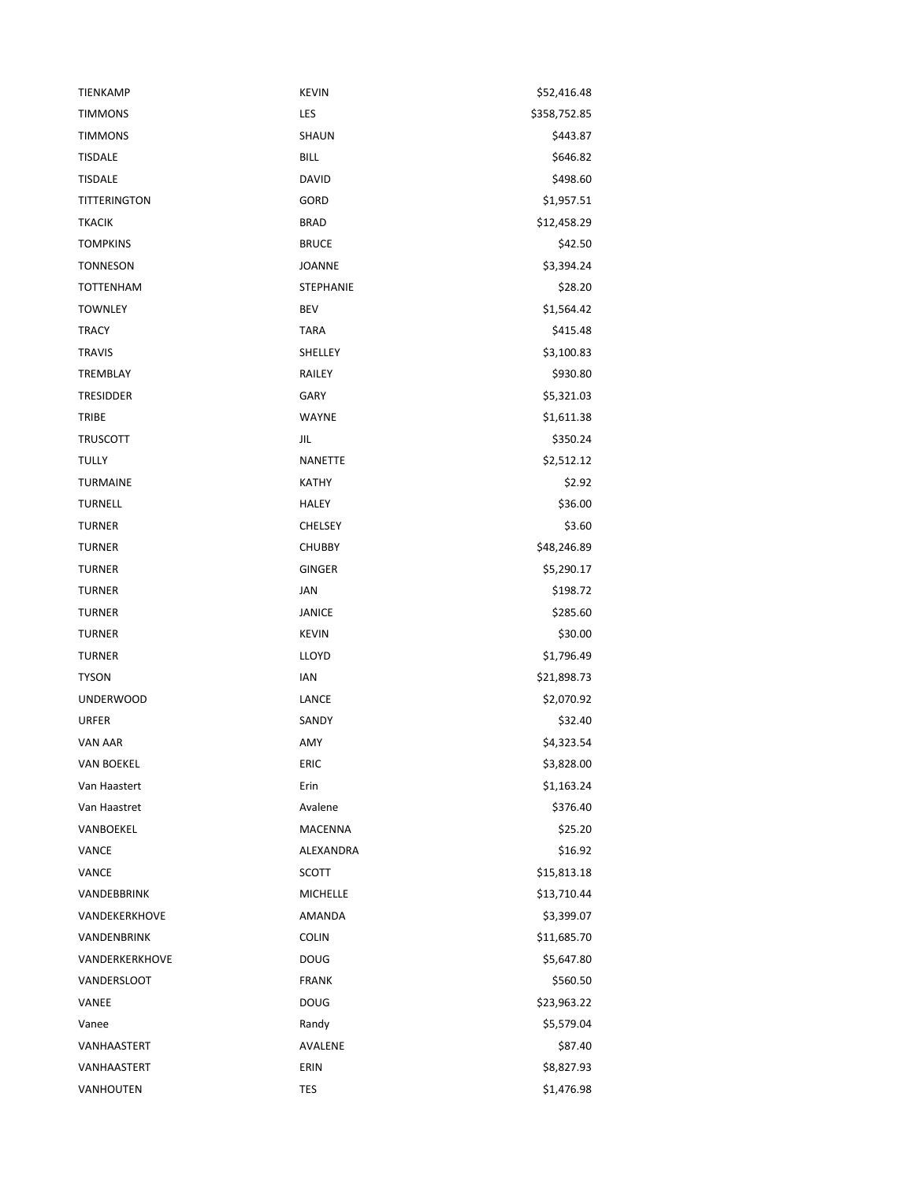| | | |
|---|---|---|
| TIENKAMP | KEVIN | $52,416.48 |
| TIMMONS | LES | $358,752.85 |
| TIMMONS | SHAUN | $443.87 |
| TISDALE | BILL | $646.82 |
| TISDALE | DAVID | $498.60 |
| TITTERINGTON | GORD | $1,957.51 |
| TKACIK | BRAD | $12,458.29 |
| TOMPKINS | BRUCE | $42.50 |
| TONNESON | JOANNE | $3,394.24 |
| TOTTENHAM | STEPHANIE | $28.20 |
| TOWNLEY | BEV | $1,564.42 |
| TRACY | TARA | $415.48 |
| TRAVIS | SHELLEY | $3,100.83 |
| TREMBLAY | RAILEY | $930.80 |
| TRESIDDER | GARY | $5,321.03 |
| TRIBE | WAYNE | $1,611.38 |
| TRUSCOTT | JIL | $350.24 |
| TULLY | NANETTE | $2,512.12 |
| TURMAINE | KATHY | $2.92 |
| TURNELL | HALEY | $36.00 |
| TURNER | CHELSEY | $3.60 |
| TURNER | CHUBBY | $48,246.89 |
| TURNER | GINGER | $5,290.17 |
| TURNER | JAN | $198.72 |
| TURNER | JANICE | $285.60 |
| TURNER | KEVIN | $30.00 |
| TURNER | LLOYD | $1,796.49 |
| TYSON | IAN | $21,898.73 |
| UNDERWOOD | LANCE | $2,070.92 |
| URFER | SANDY | $32.40 |
| VAN AAR | AMY | $4,323.54 |
| VAN BOEKEL | ERIC | $3,828.00 |
| Van Haastert | Erin | $1,163.24 |
| Van Haastret | Avalene | $376.40 |
| VANBOEKEL | MACENNA | $25.20 |
| VANCE | ALEXANDRA | $16.92 |
| VANCE | SCOTT | $15,813.18 |
| VANDEBBRINK | MICHELLE | $13,710.44 |
| VANDEKERKHOVE | AMANDA | $3,399.07 |
| VANDENBRINK | COLIN | $11,685.70 |
| VANDERKERKHOVE | DOUG | $5,647.80 |
| VANDERSLOOT | FRANK | $560.50 |
| VANEE | DOUG | $23,963.22 |
| Vanee | Randy | $5,579.04 |
| VANHAASTERT | AVALENE | $87.40 |
| VANHAASTERT | ERIN | $8,827.93 |
| VANHOUTEN | TES | $1,476.98 |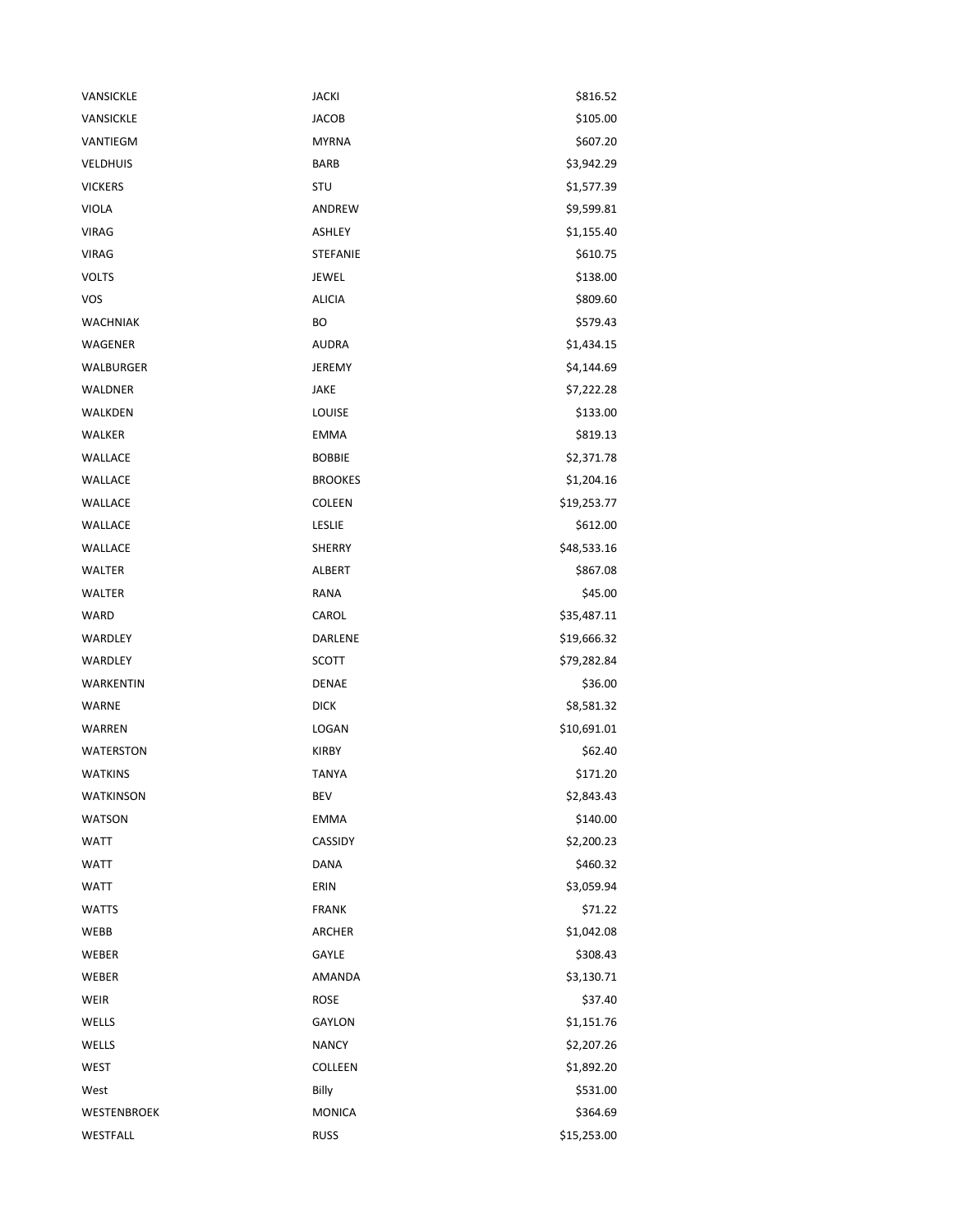| | | |
|---|---|---|
| VANSICKLE | JACKI | $816.52 |
| VANSICKLE | JACOB | $105.00 |
| VANTIEGM | MYRNA | $607.20 |
| VELDHUIS | BARB | $3,942.29 |
| VICKERS | STU | $1,577.39 |
| VIOLA | ANDREW | $9,599.81 |
| VIRAG | ASHLEY | $1,155.40 |
| VIRAG | STEFANIE | $610.75 |
| VOLTS | JEWEL | $138.00 |
| VOS | ALICIA | $809.60 |
| WACHNIAK | BO | $579.43 |
| WAGENER | AUDRA | $1,434.15 |
| WALBURGER | JEREMY | $4,144.69 |
| WALDNER | JAKE | $7,222.28 |
| WALKDEN | LOUISE | $133.00 |
| WALKER | EMMA | $819.13 |
| WALLACE | BOBBIE | $2,371.78 |
| WALLACE | BROOKES | $1,204.16 |
| WALLACE | COLEEN | $19,253.77 |
| WALLACE | LESLIE | $612.00 |
| WALLACE | SHERRY | $48,533.16 |
| WALTER | ALBERT | $867.08 |
| WALTER | RANA | $45.00 |
| WARD | CAROL | $35,487.11 |
| WARDLEY | DARLENE | $19,666.32 |
| WARDLEY | SCOTT | $79,282.84 |
| WARKENTIN | DENAE | $36.00 |
| WARNE | DICK | $8,581.32 |
| WARREN | LOGAN | $10,691.01 |
| WATERSTON | KIRBY | $62.40 |
| WATKINS | TANYA | $171.20 |
| WATKINSON | BEV | $2,843.43 |
| WATSON | EMMA | $140.00 |
| WATT | CASSIDY | $2,200.23 |
| WATT | DANA | $460.32 |
| WATT | ERIN | $3,059.94 |
| WATTS | FRANK | $71.22 |
| WEBB | ARCHER | $1,042.08 |
| WEBER | GAYLE | $308.43 |
| WEBER | AMANDA | $3,130.71 |
| WEIR | ROSE | $37.40 |
| WELLS | GAYLON | $1,151.76 |
| WELLS | NANCY | $2,207.26 |
| WEST | COLLEEN | $1,892.20 |
| West | Billy | $531.00 |
| WESTENBROEK | MONICA | $364.69 |
| WESTFALL | RUSS | $15,253.00 |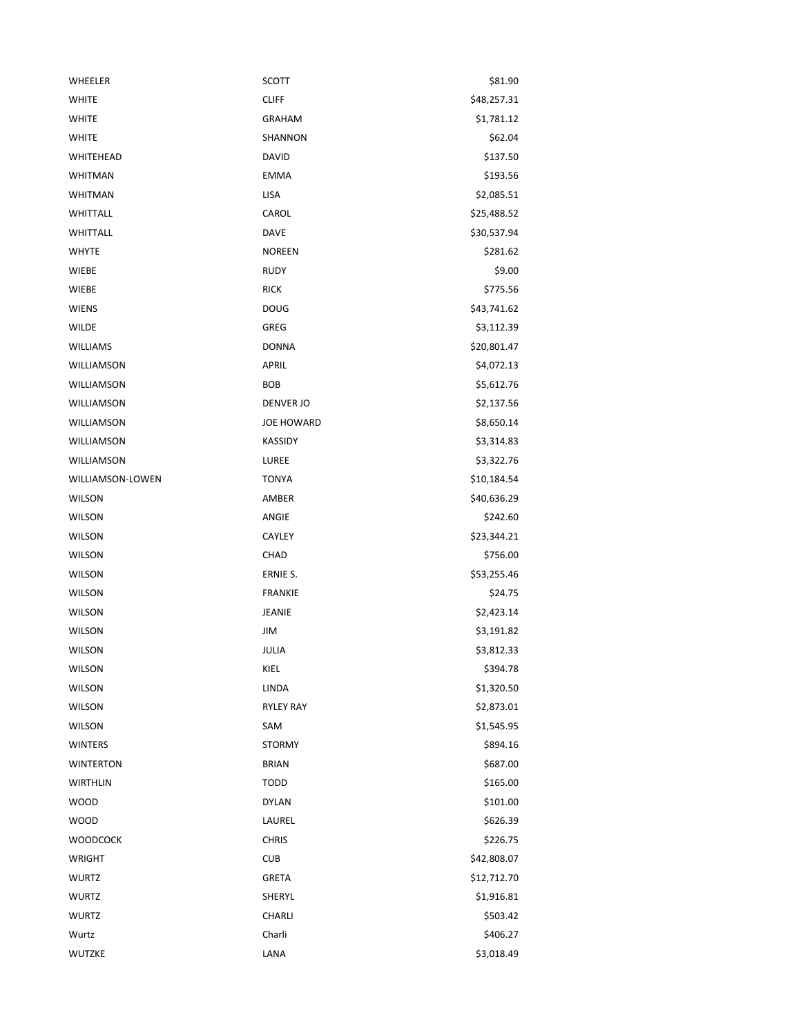| | | |
|---|---|---|
| WHEELER | SCOTT | $81.90 |
| WHITE | CLIFF | $48,257.31 |
| WHITE | GRAHAM | $1,781.12 |
| WHITE | SHANNON | $62.04 |
| WHITEHEAD | DAVID | $137.50 |
| WHITMAN | EMMA | $193.56 |
| WHITMAN | LISA | $2,085.51 |
| WHITTALL | CAROL | $25,488.52 |
| WHITTALL | DAVE | $30,537.94 |
| WHYTE | NOREEN | $281.62 |
| WIEBE | RUDY | $9.00 |
| WIEBE | RICK | $775.56 |
| WIENS | DOUG | $43,741.62 |
| WILDE | GREG | $3,112.39 |
| WILLIAMS | DONNA | $20,801.47 |
| WILLIAMSON | APRIL | $4,072.13 |
| WILLIAMSON | BOB | $5,612.76 |
| WILLIAMSON | DENVER JO | $2,137.56 |
| WILLIAMSON | JOE HOWARD | $8,650.14 |
| WILLIAMSON | KASSIDY | $3,314.83 |
| WILLIAMSON | LUREE | $3,322.76 |
| WILLIAMSON-LOWEN | TONYA | $10,184.54 |
| WILSON | AMBER | $40,636.29 |
| WILSON | ANGIE | $242.60 |
| WILSON | CAYLEY | $23,344.21 |
| WILSON | CHAD | $756.00 |
| WILSON | ERNIE S. | $53,255.46 |
| WILSON | FRANKIE | $24.75 |
| WILSON | JEANIE | $2,423.14 |
| WILSON | JIM | $3,191.82 |
| WILSON | JULIA | $3,812.33 |
| WILSON | KIEL | $394.78 |
| WILSON | LINDA | $1,320.50 |
| WILSON | RYLEY RAY | $2,873.01 |
| WILSON | SAM | $1,545.95 |
| WINTERS | STORMY | $894.16 |
| WINTERTON | BRIAN | $687.00 |
| WIRTHLIN | TODD | $165.00 |
| WOOD | DYLAN | $101.00 |
| WOOD | LAUREL | $626.39 |
| WOODCOCK | CHRIS | $226.75 |
| WRIGHT | CUB | $42,808.07 |
| WURTZ | GRETA | $12,712.70 |
| WURTZ | SHERYL | $1,916.81 |
| WURTZ | CHARLI | $503.42 |
| Wurtz | Charli | $406.27 |
| WUTZKE | LANA | $3,018.49 |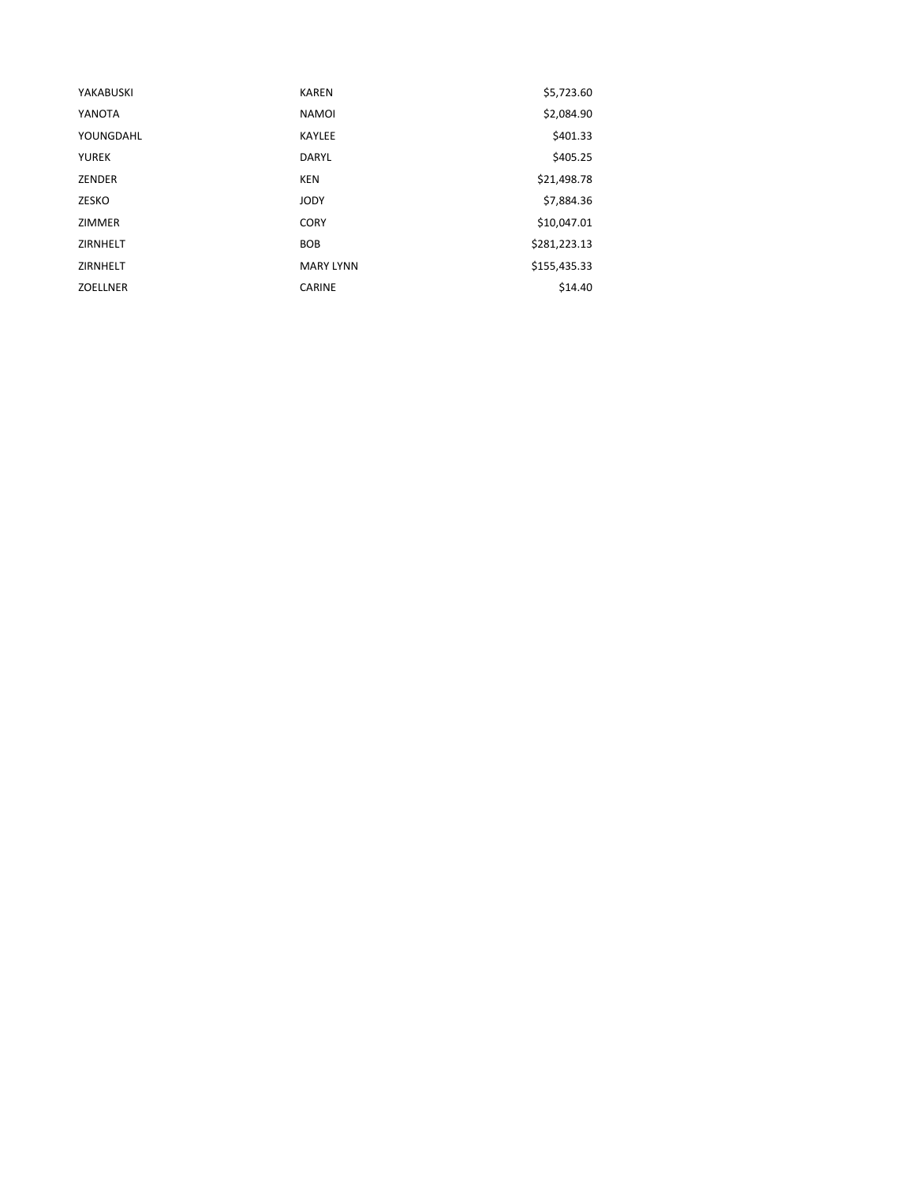| | | |
|---|---|---|
| YAKABUSKI | KAREN | $5,723.60 |
| YANOTA | NAMOI | $2,084.90 |
| YOUNGDAHL | KAYLEE | $401.33 |
| YUREK | DARYL | $405.25 |
| ZENDER | KEN | $21,498.78 |
| ZESKO | JODY | $7,884.36 |
| ZIMMER | CORY | $10,047.01 |
| ZIRNHELT | BOB | $281,223.13 |
| ZIRNHELT | MARY LYNN | $155,435.33 |
| ZOELLNER | CARINE | $14.40 |